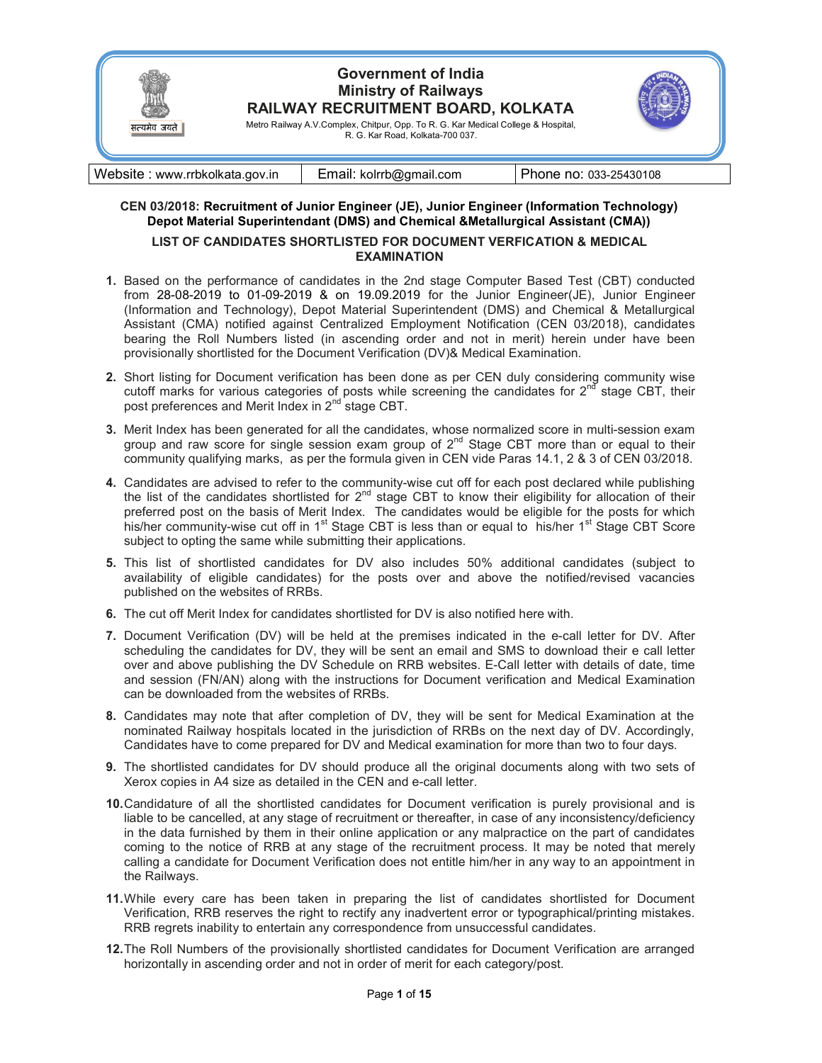# Government of India
# Ministry of Railways
# RAILWAY RECRUITMENT BOARD, KOLKATA

सत्यमेव जयते

Metro Railway A.V.Complex, Chitpur, Opp. To R. G. Kar Medical College & Hospital, R. G. Kar Road, Kolkata-700 037.

| Website : www.rrbkolkata.gov.in | Email: kolrrb@gmail.com | Phone no: 033-25430108 |
|---|---|---|

**CEN 03/2018: Recruitment of Junior Engineer (JE), Junior Engineer (Information Technology) Depot Material Superintendant (DMS) and Chemical &Metallurgical Assistant (CMA))**

**LIST OF CANDIDATES SHORTLISTED FOR DOCUMENT VERFICATION & MEDICAL EXAMINATION**

1. Based on the performance of candidates in the 2nd stage Computer Based Test (CBT) conducted from 28-08-2019 to 01-09-2019 & on 19.09.2019 for the Junior Engineer(JE), Junior Engineer (Information and Technology), Depot Material Superintendent (DMS) and Chemical & Metallurgical Assistant (CMA) notified against Centralized Employment Notification (CEN 03/2018), candidates bearing the Roll Numbers listed (in ascending order and not in merit) herein under have been provisionally shortlisted for the Document Verification (DV)& Medical Examination.

2. Short listing for Document verification has been done as per CEN duly considering community wise cutoff marks for various categories of posts while screening the candidates for 2nd stage CBT, their post preferences and Merit Index in 2nd stage CBT.

3. Merit Index has been generated for all the candidates, whose normalized score in multi-session exam group and raw score for single session exam group of 2nd Stage CBT more than or equal to their community qualifying marks, as per the formula given in CEN vide Paras 14.1, 2 & 3 of CEN 03/2018.

4. Candidates are advised to refer to the community-wise cut off for each post declared while publishing the list of the candidates shortlisted for 2nd stage CBT to know their eligibility for allocation of their preferred post on the basis of Merit Index. The candidates would be eligible for the posts for which his/her community-wise cut off in 1st Stage CBT is less than or equal to his/her 1st Stage CBT Score subject to opting the same while submitting their applications.

5. This list of shortlisted candidates for DV also includes 50% additional candidates (subject to availability of eligible candidates) for the posts over and above the notified/revised vacancies published on the websites of RRBs.

6. The cut off Merit Index for candidates shortlisted for DV is also notified here with.

7. Document Verification (DV) will be held at the premises indicated in the e-call letter for DV. After scheduling the candidates for DV, they will be sent an email and SMS to download their e call letter over and above publishing the DV Schedule on RRB websites. E-Call letter with details of date, time and session (FN/AN) along with the instructions for Document verification and Medical Examination can be downloaded from the websites of RRBs.

8. Candidates may note that after completion of DV, they will be sent for Medical Examination at the nominated Railway hospitals located in the jurisdiction of RRBs on the next day of DV. Accordingly, Candidates have to come prepared for DV and Medical examination for more than two to four days.

9. The shortlisted candidates for DV should produce all the original documents along with two sets of Xerox copies in A4 size as detailed in the CEN and e-call letter.

10. Candidature of all the shortlisted candidates for Document verification is purely provisional and is liable to be cancelled, at any stage of recruitment or thereafter, in case of any inconsistency/deficiency in the data furnished by them in their online application or any malpractice on the part of candidates coming to the notice of RRB at any stage of the recruitment process. It may be noted that merely calling a candidate for Document Verification does not entitle him/her in any way to an appointment in the Railways.

11. While every care has been taken in preparing the list of candidates shortlisted for Document Verification, RRB reserves the right to rectify any inadvertent error or typographical/printing mistakes. RRB regrets inability to entertain any correspondence from unsuccessful candidates.

12. The Roll Numbers of the provisionally shortlisted candidates for Document Verification are arranged horizontally in ascending order and not in order of merit for each category/post.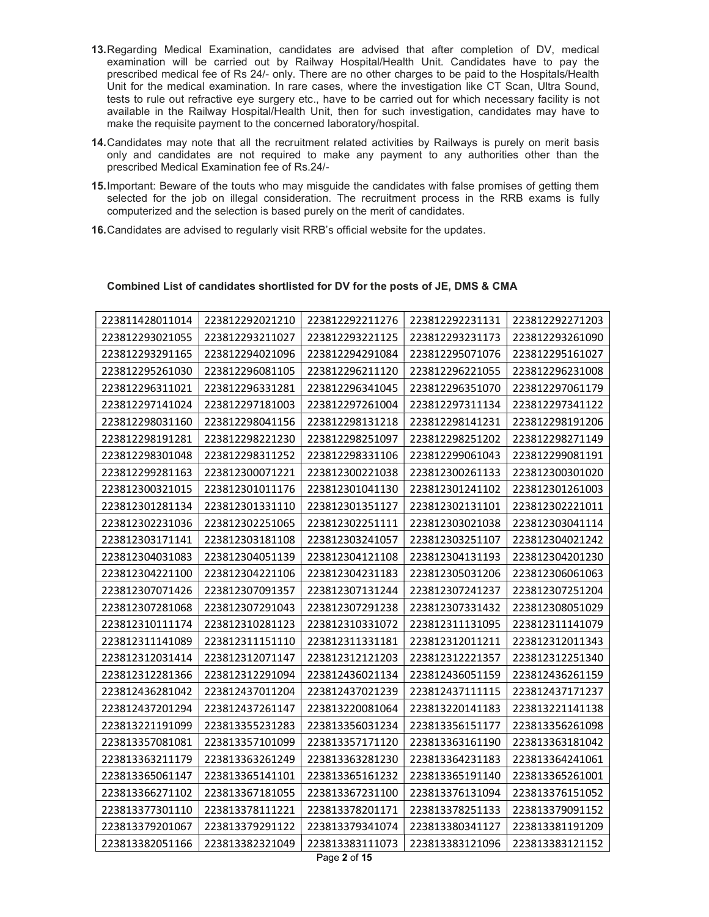13. Regarding Medical Examination, candidates are advised that after completion of DV, medical examination will be carried out by Railway Hospital/Health Unit. Candidates have to pay the prescribed medical fee of Rs 24/- only. There are no other charges to be paid to the Hospitals/Health Unit for the medical examination. In rare cases, where the investigation like CT Scan, Ultra Sound, tests to rule out refractive eye surgery etc., have to be carried out for which necessary facility is not available in the Railway Hospital/Health Unit, then for such investigation, candidates may have to make the requisite payment to the concerned laboratory/hospital.

14. Candidates may note that all the recruitment related activities by Railways is purely on merit basis only and candidates are not required to make any payment to any authorities other than the prescribed Medical Examination fee of Rs.24/-

15. Important: Beware of the touts who may misguide the candidates with false promises of getting them selected for the job on illegal consideration. The recruitment process in the RRB exams is fully computerized and the selection is based purely on the merit of candidates.

16. Candidates are advised to regularly visit RRB's official website for the updates.

**Combined List of candidates shortlisted for DV for the posts of JE, DMS & CMA**

| | | | | |
|---|---|---|---|---|
| 223811428011014 | 223812292021210 | 223812292211276 | 223812292231131 | 223812292271203 |
| 223812293021055 | 223812293211027 | 223812293221125 | 223812293231173 | 223812293261090 |
| 223812293291165 | 223812294021096 | 223812294291084 | 223812295071076 | 223812295161027 |
| 223812295261030 | 223812296081105 | 223812296211120 | 223812296221055 | 223812296231008 |
| 223812296311021 | 223812296331281 | 223812296341045 | 223812296351070 | 223812297061179 |
| 223812297141024 | 223812297181003 | 223812297261004 | 223812297311134 | 223812297341122 |
| 223812298031160 | 223812298041156 | 223812298131218 | 223812298141231 | 223812298191206 |
| 223812298191281 | 223812298221230 | 223812298251097 | 223812298251202 | 223812298271149 |
| 223812298301048 | 223812298311252 | 223812298331106 | 223812299061043 | 223812299081191 |
| 223812299281163 | 223812300071221 | 223812300221038 | 223812300261133 | 223812300301020 |
| 223812300321015 | 223812301011176 | 223812301041130 | 223812301241102 | 223812301261003 |
| 223812301281134 | 223812301331110 | 223812301351127 | 223812302131101 | 223812302221011 |
| 223812302231036 | 223812302251065 | 223812302251111 | 223812303021038 | 223812303041114 |
| 223812303171141 | 223812303181108 | 223812303241057 | 223812303251107 | 223812304021242 |
| 223812304031083 | 223812304051139 | 223812304121108 | 223812304131193 | 223812304201230 |
| 223812304221100 | 223812304221106 | 223812304231183 | 223812305031206 | 223812306061063 |
| 223812307071426 | 223812307091357 | 223812307131244 | 223812307241237 | 223812307251204 |
| 223812307281068 | 223812307291043 | 223812307291238 | 223812307331432 | 223812308051029 |
| 223812310111174 | 223812310281123 | 223812310331072 | 223812311131095 | 223812311141079 |
| 223812311141089 | 223812311151110 | 223812311331181 | 223812312011211 | 223812312011343 |
| 223812312031414 | 223812312071147 | 223812312121203 | 223812312221357 | 223812312251340 |
| 223812312281366 | 223812312291094 | 223812436021134 | 223812436051159 | 223812436261159 |
| 223812436281042 | 223812437011204 | 223812437021239 | 223812437111115 | 223812437171237 |
| 223812437201294 | 223812437261147 | 223813220081064 | 223813220141183 | 223813221141138 |
| 223813221191099 | 223813355231283 | 223813356031234 | 223813356151177 | 223813356261098 |
| 223813357081081 | 223813357101099 | 223813357171120 | 223813363161190 | 223813363181042 |
| 223813363211179 | 223813363261249 | 223813363281230 | 223813364231183 | 223813364241061 |
| 223813365061147 | 223813365141101 | 223813365161232 | 223813365191140 | 223813365261001 |
| 223813366271102 | 223813367181055 | 223813367231100 | 223813376131094 | 223813376151052 |
| 223813377301110 | 223813378111221 | 223813378201171 | 223813378251133 | 223813379091152 |
| 223813379201067 | 223813379291122 | 223813379341074 | 223813380341127 | 223813381191209 |
| 223813382051166 | 223813382321049 | 223813383111073 | 223813383121096 | 223813383121152 |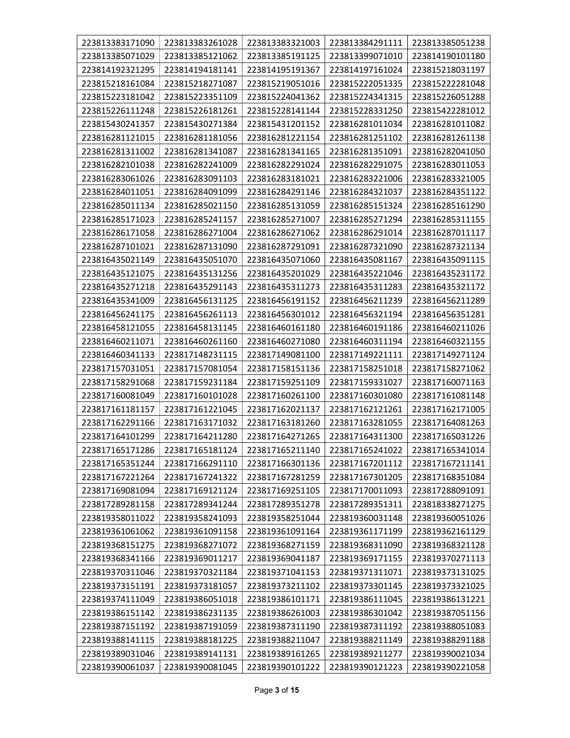| 223813383171090 | 223813383261028 | 223813383321003 | 223813384291111 | 223813385051238 |
|---|---|---|---|---|
| 223813385071029 | 223813385121062 | 223813385191125 | 223813399071010 | 223814190101180 |
| 223814192321295 | 223814194181141 | 223814195191367 | 223814197161024 | 223815218031197 |
| 223815218161084 | 223815218271087 | 223815219051016 | 223815222051335 | 223815222281048 |
| 223815223181042 | 223815223351109 | 223815224041362 | 223815224341315 | 223815226051288 |
| 223815226111248 | 223815226181261 | 223815228141144 | 223815228331250 | 223815422281012 |
| 223815430241357 | 223815430271384 | 223815431201152 | 223816281011034 | 223816281011082 |
| 223816281121015 | 223816281181056 | 223816281221154 | 223816281251102 | 223816281261138 |
| 223816281311002 | 223816281341087 | 223816281341165 | 223816281351091 | 223816282041050 |
| 223816282101038 | 223816282241009 | 223816282291024 | 223816282291075 | 223816283011053 |
| 223816283061026 | 223816283091103 | 223816283181021 | 223816283221006 | 223816283321005 |
| 223816284011051 | 223816284091099 | 223816284291146 | 223816284321037 | 223816284351122 |
| 223816285011134 | 223816285021150 | 223816285131059 | 223816285151324 | 223816285161290 |
| 223816285171023 | 223816285241157 | 223816285271007 | 223816285271294 | 223816285311155 |
| 223816286171058 | 223816286271004 | 223816286271062 | 223816286291014 | 223816287011117 |
| 223816287101021 | 223816287131090 | 223816287291091 | 223816287321090 | 223816287321134 |
| 223816435021149 | 223816435051070 | 223816435071060 | 223816435081167 | 223816435091115 |
| 223816435121075 | 223816435131256 | 223816435201029 | 223816435221046 | 223816435231172 |
| 223816435271218 | 223816435291143 | 223816435311273 | 223816435311283 | 223816435321172 |
| 223816435341009 | 223816456131125 | 223816456191152 | 223816456211239 | 223816456211289 |
| 223816456241175 | 223816456261113 | 223816456301012 | 223816456321194 | 223816456351281 |
| 223816458121055 | 223816458131145 | 223816460161180 | 223816460191186 | 223816460211026 |
| 223816460211071 | 223816460261160 | 223816460271080 | 223816460311194 | 223816460321155 |
| 223816460341133 | 223817148231115 | 223817149081100 | 223817149221111 | 223817149271124 |
| 223817157031051 | 223817157081054 | 223817158151136 | 223817158251018 | 223817158271062 |
| 223817158291068 | 223817159231184 | 223817159251109 | 223817159331027 | 223817160071163 |
| 223817160081049 | 223817160101028 | 223817160261100 | 223817160301080 | 223817161081148 |
| 223817161181157 | 223817161221045 | 223817162021137 | 223817162121261 | 223817162171005 |
| 223817162291166 | 223817163171032 | 223817163181260 | 223817163281055 | 223817164081263 |
| 223817164101299 | 223817164211280 | 223817164271265 | 223817164311300 | 223817165031226 |
| 223817165171286 | 223817165181124 | 223817165211140 | 223817165241022 | 223817165341014 |
| 223817165351244 | 223817166291110 | 223817166301136 | 223817167201112 | 223817167211141 |
| 223817167221264 | 223817167241322 | 223817167281259 | 223817167301205 | 223817168351084 |
| 223817169081094 | 223817169121124 | 223817169251105 | 223817170011093 | 223817288091091 |
| 223817289281158 | 223817289341244 | 223817289351278 | 223817289351311 | 223818338271275 |
| 223819358011022 | 223819358241093 | 223819358251044 | 223819360031148 | 223819360051026 |
| 223819361061062 | 223819361091158 | 223819361091164 | 223819361171199 | 223819362161129 |
| 223819368151275 | 223819368271072 | 223819368271159 | 223819368311090 | 223819368321128 |
| 223819368341166 | 223819369011217 | 223819369041187 | 223819369171155 | 223819370271113 |
| 223819370311046 | 223819370321184 | 223819371041153 | 223819371311071 | 223819373131025 |
| 223819373151191 | 223819373181057 | 223819373211102 | 223819373301145 | 223819373321025 |
| 223819374111049 | 223819386051018 | 223819386101171 | 223819386111045 | 223819386131221 |
| 223819386151142 | 223819386231135 | 223819386261003 | 223819386301042 | 223819387051156 |
| 223819387151192 | 223819387191059 | 223819387311190 | 223819387311192 | 223819388051083 |
| 223819388141115 | 223819388181225 | 223819388211047 | 223819388211149 | 223819388291188 |
| 223819389031046 | 223819389141131 | 223819389161265 | 223819389211277 | 223819390021034 |
| 223819390061037 | 223819390081045 | 223819390101222 | 223819390121223 | 223819390221058 |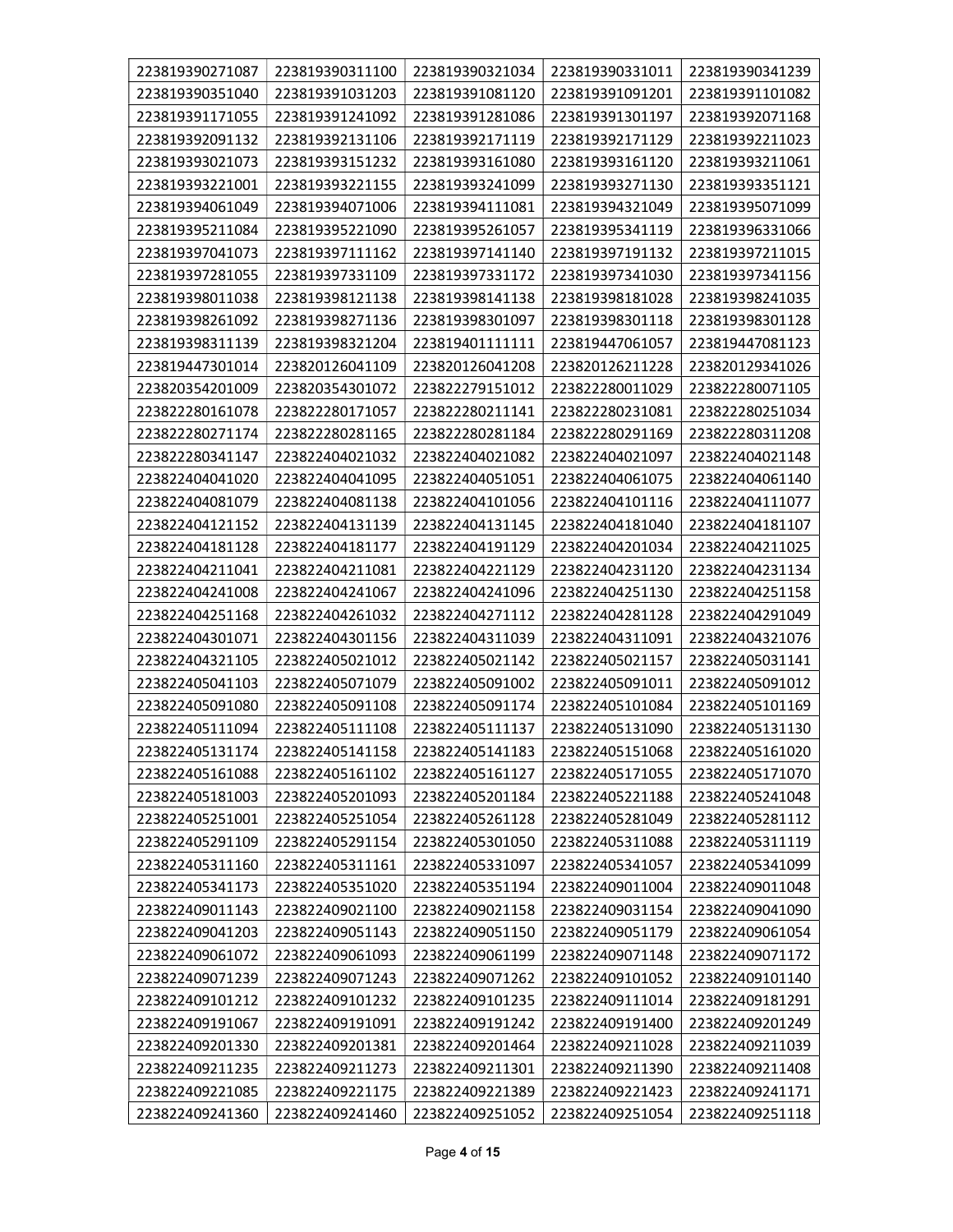| 223819390271087 | 223819390311100 | 223819390321034 | 223819390331011 | 223819390341239 |
|---|---|---|---|---|
| 223819390351040 | 223819391031203 | 223819391081120 | 223819391091201 | 223819391101082 |
| 223819391171055 | 223819391241092 | 223819391281086 | 223819391301197 | 223819392071168 |
| 223819392091132 | 223819392131106 | 223819392171119 | 223819392171129 | 223819392211023 |
| 223819393021073 | 223819393151232 | 223819393161080 | 223819393161120 | 223819393211061 |
| 223819393221001 | 223819393221155 | 223819393241099 | 223819393271130 | 223819393351121 |
| 223819394061049 | 223819394071006 | 223819394111081 | 223819394321049 | 223819395071099 |
| 223819395211084 | 223819395221090 | 223819395261057 | 223819395341119 | 223819396331066 |
| 223819397041073 | 223819397111162 | 223819397141140 | 223819397191132 | 223819397211015 |
| 223819397281055 | 223819397331109 | 223819397331172 | 223819397341030 | 223819397341156 |
| 223819398011038 | 223819398121138 | 223819398141138 | 223819398181028 | 223819398241035 |
| 223819398261092 | 223819398271136 | 223819398301097 | 223819398301118 | 223819398301128 |
| 223819398311139 | 223819398321204 | 223819401111111 | 223819447061057 | 223819447081123 |
| 223819447301014 | 223820126041109 | 223820126041208 | 223820126211228 | 223820129341026 |
| 223820354201009 | 223820354301072 | 223822279151012 | 223822280011029 | 223822280071105 |
| 223822280161078 | 223822280171057 | 223822280211141 | 223822280231081 | 223822280251034 |
| 223822280271174 | 223822280281165 | 223822280281184 | 223822280291169 | 223822280311208 |
| 223822280341147 | 223822404021032 | 223822404021082 | 223822404021097 | 223822404021148 |
| 223822404041020 | 223822404041095 | 223822404051051 | 223822404061075 | 223822404061140 |
| 223822404081079 | 223822404081138 | 223822404101056 | 223822404101116 | 223822404111077 |
| 223822404121152 | 223822404131139 | 223822404131145 | 223822404181040 | 223822404181107 |
| 223822404181128 | 223822404181177 | 223822404191129 | 223822404201034 | 223822404211025 |
| 223822404211041 | 223822404211081 | 223822404221129 | 223822404231120 | 223822404231134 |
| 223822404241008 | 223822404241067 | 223822404241096 | 223822404251130 | 223822404251158 |
| 223822404251168 | 223822404261032 | 223822404271112 | 223822404281128 | 223822404291049 |
| 223822404301071 | 223822404301156 | 223822404311039 | 223822404311091 | 223822404321076 |
| 223822404321105 | 223822405021012 | 223822405021142 | 223822405021157 | 223822405031141 |
| 223822405041103 | 223822405071079 | 223822405091002 | 223822405091011 | 223822405091012 |
| 223822405091080 | 223822405091108 | 223822405091174 | 223822405101084 | 223822405101169 |
| 223822405111094 | 223822405111108 | 223822405111137 | 223822405131090 | 223822405131130 |
| 223822405131174 | 223822405141158 | 223822405141183 | 223822405151068 | 223822405161020 |
| 223822405161088 | 223822405161102 | 223822405161127 | 223822405171055 | 223822405171070 |
| 223822405181003 | 223822405201093 | 223822405201184 | 223822405221188 | 223822405241048 |
| 223822405251001 | 223822405251054 | 223822405261128 | 223822405281049 | 223822405281112 |
| 223822405291109 | 223822405291154 | 223822405301050 | 223822405311088 | 223822405311119 |
| 223822405311160 | 223822405311161 | 223822405331097 | 223822405341057 | 223822405341099 |
| 223822405341173 | 223822405351020 | 223822405351194 | 223822409011004 | 223822409011048 |
| 223822409011143 | 223822409021100 | 223822409021158 | 223822409031154 | 223822409041090 |
| 223822409041203 | 223822409051143 | 223822409051150 | 223822409051179 | 223822409061054 |
| 223822409061072 | 223822409061093 | 223822409061199 | 223822409071148 | 223822409071172 |
| 223822409071239 | 223822409071243 | 223822409071262 | 223822409101052 | 223822409101140 |
| 223822409101212 | 223822409101232 | 223822409101235 | 223822409111014 | 223822409181291 |
| 223822409191067 | 223822409191091 | 223822409191242 | 223822409191400 | 223822409201249 |
| 223822409201330 | 223822409201381 | 223822409201464 | 223822409211028 | 223822409211039 |
| 223822409211235 | 223822409211273 | 223822409211301 | 223822409211390 | 223822409211408 |
| 223822409221085 | 223822409221175 | 223822409221389 | 223822409221423 | 223822409241171 |
| 223822409241360 | 223822409241460 | 223822409251052 | 223822409251054 | 223822409251118 |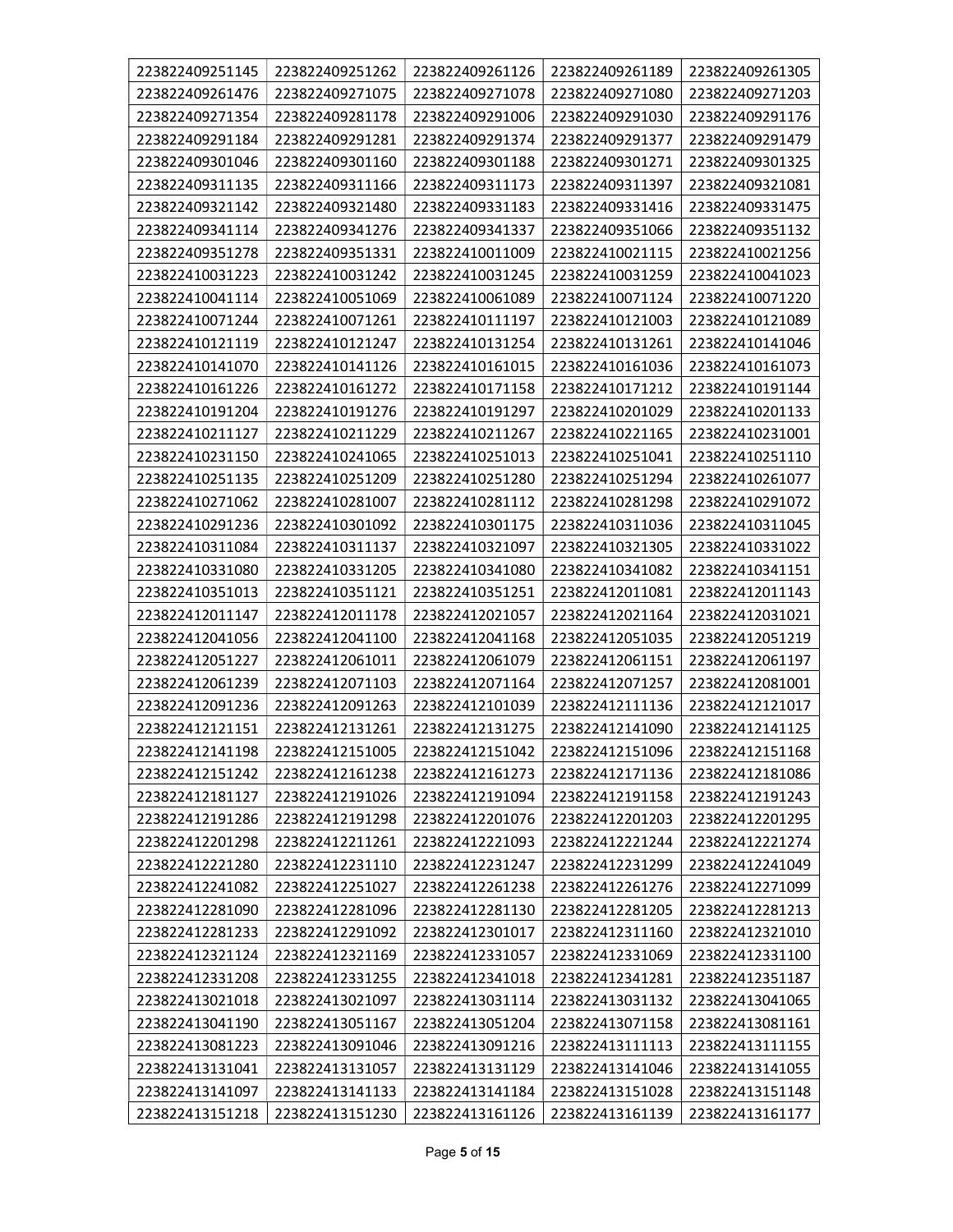| 223822409251145 | 223822409251262 | 223822409261126 | 223822409261189 | 223822409261305 |
|---|---|---|---|---|
| 223822409261476 | 223822409271075 | 223822409271078 | 223822409271080 | 223822409271203 |
| 223822409271354 | 223822409281178 | 223822409291006 | 223822409291030 | 223822409291176 |
| 223822409291184 | 223822409291281 | 223822409291374 | 223822409291377 | 223822409291479 |
| 223822409301046 | 223822409301160 | 223822409301188 | 223822409301271 | 223822409301325 |
| 223822409311135 | 223822409311166 | 223822409311173 | 223822409311397 | 223822409321081 |
| 223822409321142 | 223822409321480 | 223822409331183 | 223822409331416 | 223822409331475 |
| 223822409341114 | 223822409341276 | 223822409341337 | 223822409351066 | 223822409351132 |
| 223822409351278 | 223822409351331 | 223822410011009 | 223822410021115 | 223822410021256 |
| 223822410031223 | 223822410031242 | 223822410031245 | 223822410031259 | 223822410041023 |
| 223822410041114 | 223822410051069 | 223822410061089 | 223822410071124 | 223822410071220 |
| 223822410071244 | 223822410071261 | 223822410111197 | 223822410121003 | 223822410121089 |
| 223822410121119 | 223822410121247 | 223822410131254 | 223822410131261 | 223822410141046 |
| 223822410141070 | 223822410141126 | 223822410161015 | 223822410161036 | 223822410161073 |
| 223822410161226 | 223822410161272 | 223822410171158 | 223822410171212 | 223822410191144 |
| 223822410191204 | 223822410191276 | 223822410191297 | 223822410201029 | 223822410201133 |
| 223822410211127 | 223822410211229 | 223822410211267 | 223822410221165 | 223822410231001 |
| 223822410231150 | 223822410241065 | 223822410251013 | 223822410251041 | 223822410251110 |
| 223822410251135 | 223822410251209 | 223822410251280 | 223822410251294 | 223822410261077 |
| 223822410271062 | 223822410281007 | 223822410281112 | 223822410281298 | 223822410291072 |
| 223822410291236 | 223822410301092 | 223822410301175 | 223822410311036 | 223822410311045 |
| 223822410311084 | 223822410311137 | 223822410321097 | 223822410321305 | 223822410331022 |
| 223822410331080 | 223822410331205 | 223822410341080 | 223822410341082 | 223822410341151 |
| 223822410351013 | 223822410351121 | 223822410351251 | 223822412011081 | 223822412011143 |
| 223822412011147 | 223822412011178 | 223822412021057 | 223822412021164 | 223822412031021 |
| 223822412041056 | 223822412041100 | 223822412041168 | 223822412051035 | 223822412051219 |
| 223822412051227 | 223822412061011 | 223822412061079 | 223822412061151 | 223822412061197 |
| 223822412061239 | 223822412071103 | 223822412071164 | 223822412071257 | 223822412081001 |
| 223822412091236 | 223822412091263 | 223822412101039 | 223822412111136 | 223822412121017 |
| 223822412121151 | 223822412131261 | 223822412131275 | 223822412141090 | 223822412141125 |
| 223822412141198 | 223822412151005 | 223822412151042 | 223822412151096 | 223822412151168 |
| 223822412151242 | 223822412161238 | 223822412161273 | 223822412171136 | 223822412181086 |
| 223822412181127 | 223822412191026 | 223822412191094 | 223822412191158 | 223822412191243 |
| 223822412191286 | 223822412191298 | 223822412201076 | 223822412201203 | 223822412201295 |
| 223822412201298 | 223822412211261 | 223822412221093 | 223822412221244 | 223822412221274 |
| 223822412221280 | 223822412231110 | 223822412231247 | 223822412231299 | 223822412241049 |
| 223822412241082 | 223822412251027 | 223822412261238 | 223822412261276 | 223822412271099 |
| 223822412281090 | 223822412281096 | 223822412281130 | 223822412281205 | 223822412281213 |
| 223822412281233 | 223822412291092 | 223822412301017 | 223822412311160 | 223822412321010 |
| 223822412321124 | 223822412321169 | 223822412331057 | 223822412331069 | 223822412331100 |
| 223822412331208 | 223822412331255 | 223822412341018 | 223822412341281 | 223822412351187 |
| 223822413021018 | 223822413021097 | 223822413031114 | 223822413031132 | 223822413041065 |
| 223822413041190 | 223822413051167 | 223822413051204 | 223822413071158 | 223822413081161 |
| 223822413081223 | 223822413091046 | 223822413091216 | 223822413111113 | 223822413111155 |
| 223822413131041 | 223822413131057 | 223822413131129 | 223822413141046 | 223822413141055 |
| 223822413141097 | 223822413141133 | 223822413141184 | 223822413151028 | 223822413151148 |
| 223822413151218 | 223822413151230 | 223822413161126 | 223822413161139 | 223822413161177 |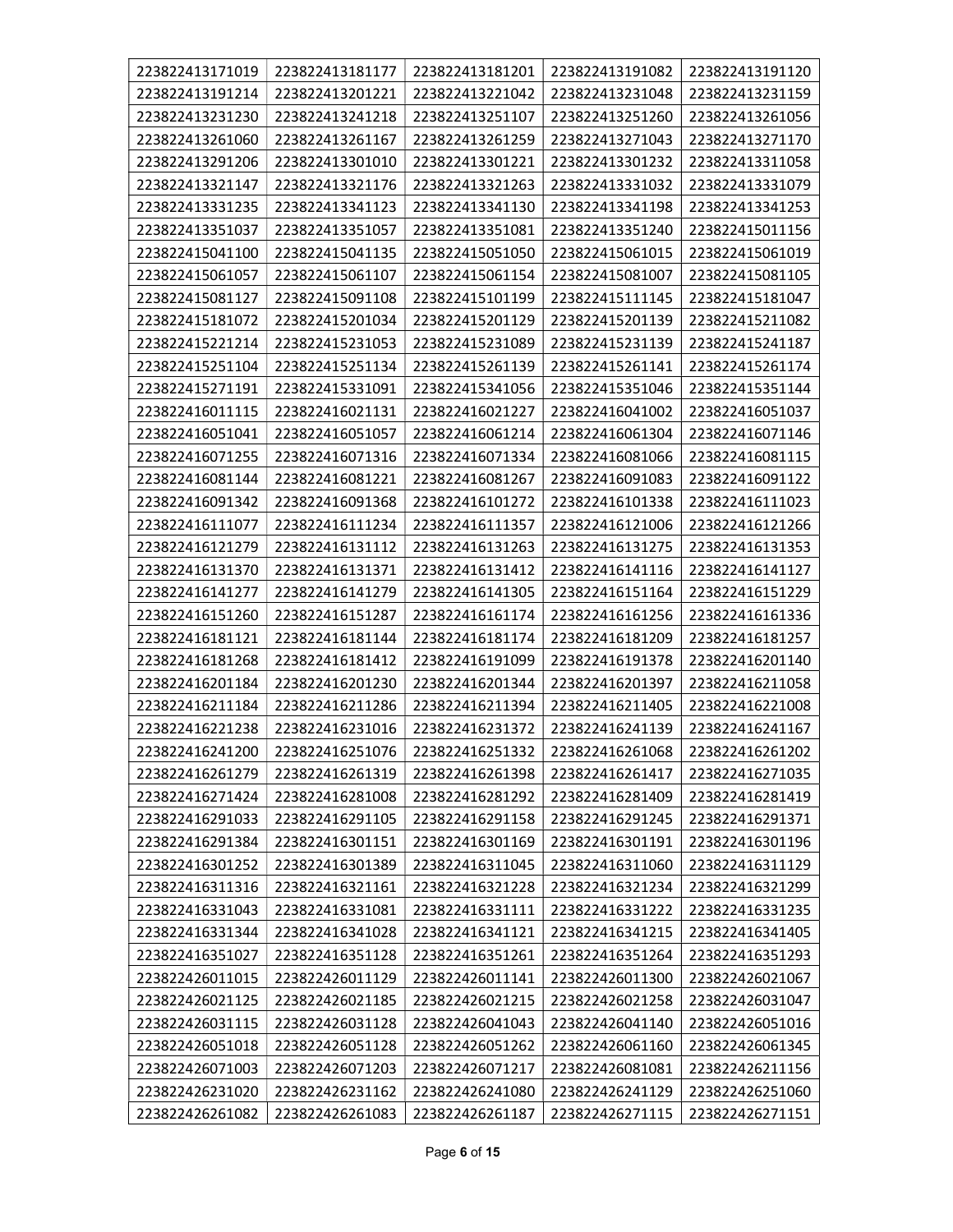| 223822413171019 | 223822413181177 | 223822413181201 | 223822413191082 | 223822413191120 |
|---|---|---|---|---|
| 223822413191214 | 223822413201221 | 223822413221042 | 223822413231048 | 223822413231159 |
| 223822413231230 | 223822413241218 | 223822413251107 | 223822413251260 | 223822413261056 |
| 223822413261060 | 223822413261167 | 223822413261259 | 223822413271043 | 223822413271170 |
| 223822413291206 | 223822413301010 | 223822413301221 | 223822413301232 | 223822413311058 |
| 223822413321147 | 223822413321176 | 223822413321263 | 223822413331032 | 223822413331079 |
| 223822413331235 | 223822413341123 | 223822413341130 | 223822413341198 | 223822413341253 |
| 223822413351037 | 223822413351057 | 223822413351081 | 223822413351240 | 223822415011156 |
| 223822415041100 | 223822415041135 | 223822415051050 | 223822415061015 | 223822415061019 |
| 223822415061057 | 223822415061107 | 223822415061154 | 223822415081007 | 223822415081105 |
| 223822415081127 | 223822415091108 | 223822415101199 | 223822415111145 | 223822415181047 |
| 223822415181072 | 223822415201034 | 223822415201129 | 223822415201139 | 223822415211082 |
| 223822415221214 | 223822415231053 | 223822415231089 | 223822415231139 | 223822415241187 |
| 223822415251104 | 223822415251134 | 223822415261139 | 223822415261141 | 223822415261174 |
| 223822415271191 | 223822415331091 | 223822415341056 | 223822415351046 | 223822415351144 |
| 223822416011115 | 223822416021131 | 223822416021227 | 223822416041002 | 223822416051037 |
| 223822416051041 | 223822416051057 | 223822416061214 | 223822416061304 | 223822416071146 |
| 223822416071255 | 223822416071316 | 223822416071334 | 223822416081066 | 223822416081115 |
| 223822416081144 | 223822416081221 | 223822416081267 | 223822416091083 | 223822416091122 |
| 223822416091342 | 223822416091368 | 223822416101272 | 223822416101338 | 223822416111023 |
| 223822416111077 | 223822416111234 | 223822416111357 | 223822416121006 | 223822416121266 |
| 223822416121279 | 223822416131112 | 223822416131263 | 223822416131275 | 223822416131353 |
| 223822416131370 | 223822416131371 | 223822416131412 | 223822416141116 | 223822416141127 |
| 223822416141277 | 223822416141279 | 223822416141305 | 223822416151164 | 223822416151229 |
| 223822416151260 | 223822416151287 | 223822416161174 | 223822416161256 | 223822416161336 |
| 223822416181121 | 223822416181144 | 223822416181174 | 223822416181209 | 223822416181257 |
| 223822416181268 | 223822416181412 | 223822416191099 | 223822416191378 | 223822416201140 |
| 223822416201184 | 223822416201230 | 223822416201344 | 223822416201397 | 223822416211058 |
| 223822416211184 | 223822416211286 | 223822416211394 | 223822416211405 | 223822416221008 |
| 223822416221238 | 223822416231016 | 223822416231372 | 223822416241139 | 223822416241167 |
| 223822416241200 | 223822416251076 | 223822416251332 | 223822416261068 | 223822416261202 |
| 223822416261279 | 223822416261319 | 223822416261398 | 223822416261417 | 223822416271035 |
| 223822416271424 | 223822416281008 | 223822416281292 | 223822416281409 | 223822416281419 |
| 223822416291033 | 223822416291105 | 223822416291158 | 223822416291245 | 223822416291371 |
| 223822416291384 | 223822416301151 | 223822416301169 | 223822416301191 | 223822416301196 |
| 223822416301252 | 223822416301389 | 223822416311045 | 223822416311060 | 223822416311129 |
| 223822416311316 | 223822416321161 | 223822416321228 | 223822416321234 | 223822416321299 |
| 223822416331043 | 223822416331081 | 223822416331111 | 223822416331222 | 223822416331235 |
| 223822416331344 | 223822416341028 | 223822416341121 | 223822416341215 | 223822416341405 |
| 223822416351027 | 223822416351128 | 223822416351261 | 223822416351264 | 223822416351293 |
| 223822426011015 | 223822426011129 | 223822426011141 | 223822426011300 | 223822426021067 |
| 223822426021125 | 223822426021185 | 223822426021215 | 223822426021258 | 223822426031047 |
| 223822426031115 | 223822426031128 | 223822426041043 | 223822426041140 | 223822426051016 |
| 223822426051018 | 223822426051128 | 223822426051262 | 223822426061160 | 223822426061345 |
| 223822426071003 | 223822426071203 | 223822426071217 | 223822426081081 | 223822426211156 |
| 223822426231020 | 223822426231162 | 223822426241080 | 223822426241129 | 223822426251060 |
| 223822426261082 | 223822426261083 | 223822426261187 | 223822426271115 | 223822426271151 |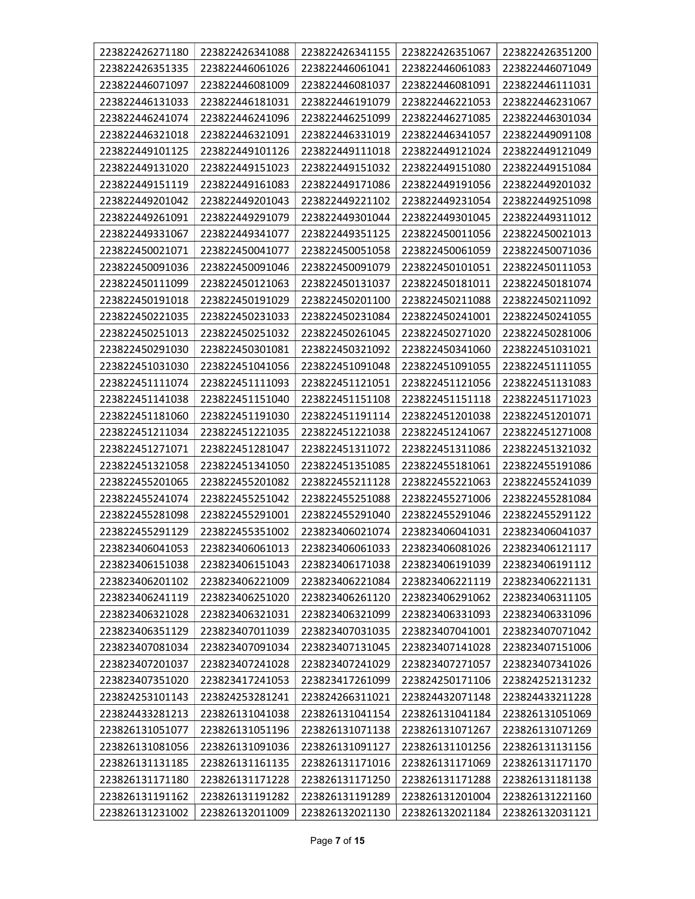| 223822426271180 | 223822426341088 | 223822426341155 | 223822426351067 | 223822426351200 |
|---|---|---|---|---|
| 223822426351335 | 223822446061026 | 223822446061041 | 223822446061083 | 223822446071049 |
| 223822446071097 | 223822446081009 | 223822446081037 | 223822446081091 | 223822446111031 |
| 223822446131033 | 223822446181031 | 223822446191079 | 223822446221053 | 223822446231067 |
| 223822446241074 | 223822446241096 | 223822446251099 | 223822446271085 | 223822446301034 |
| 223822446321018 | 223822446321091 | 223822446331019 | 223822446341057 | 223822449091108 |
| 223822449101125 | 223822449101126 | 223822449111018 | 223822449121024 | 223822449121049 |
| 223822449131020 | 223822449151023 | 223822449151032 | 223822449151080 | 223822449151084 |
| 223822449151119 | 223822449161083 | 223822449171086 | 223822449191056 | 223822449201032 |
| 223822449201042 | 223822449201043 | 223822449221102 | 223822449231054 | 223822449251098 |
| 223822449261091 | 223822449291079 | 223822449301044 | 223822449301045 | 223822449311012 |
| 223822449331067 | 223822449341077 | 223822449351125 | 223822450011056 | 223822450021013 |
| 223822450021071 | 223822450041077 | 223822450051058 | 223822450061059 | 223822450071036 |
| 223822450091036 | 223822450091046 | 223822450091079 | 223822450101051 | 223822450111053 |
| 223822450111099 | 223822450121063 | 223822450131037 | 223822450181011 | 223822450181074 |
| 223822450191018 | 223822450191029 | 223822450201100 | 223822450211088 | 223822450211092 |
| 223822450221035 | 223822450231033 | 223822450231084 | 223822450241001 | 223822450241055 |
| 223822450251013 | 223822450251032 | 223822450261045 | 223822450271020 | 223822450281006 |
| 223822450291030 | 223822450301081 | 223822450321092 | 223822450341060 | 223822451031021 |
| 223822451031030 | 223822451041056 | 223822451091048 | 223822451091055 | 223822451111055 |
| 223822451111074 | 223822451111093 | 223822451121051 | 223822451121056 | 223822451131083 |
| 223822451141038 | 223822451151040 | 223822451151108 | 223822451151118 | 223822451171023 |
| 223822451181060 | 223822451191030 | 223822451191114 | 223822451201038 | 223822451201071 |
| 223822451211034 | 223822451221035 | 223822451221038 | 223822451241067 | 223822451271008 |
| 223822451271071 | 223822451281047 | 223822451311072 | 223822451311086 | 223822451321032 |
| 223822451321058 | 223822451341050 | 223822451351085 | 223822455181061 | 223822455191086 |
| 223822455201065 | 223822455201082 | 223822455211128 | 223822455221063 | 223822455241039 |
| 223822455241074 | 223822455251042 | 223822455251088 | 223822455271006 | 223822455281084 |
| 223822455281098 | 223822455291001 | 223822455291040 | 223822455291046 | 223822455291122 |
| 223822455291129 | 223822455351002 | 223823406021074 | 223823406041031 | 223823406041037 |
| 223823406041053 | 223823406061013 | 223823406061033 | 223823406081026 | 223823406121117 |
| 223823406151038 | 223823406151043 | 223823406171038 | 223823406191039 | 223823406191112 |
| 223823406201102 | 223823406221009 | 223823406221084 | 223823406221119 | 223823406221131 |
| 223823406241119 | 223823406251020 | 223823406261120 | 223823406291062 | 223823406311105 |
| 223823406321028 | 223823406321031 | 223823406321099 | 223823406331093 | 223823406331096 |
| 223823406351129 | 223823407011039 | 223823407031035 | 223823407041001 | 223823407071042 |
| 223823407081034 | 223823407091034 | 223823407131045 | 223823407141028 | 223823407151006 |
| 223823407201037 | 223823407241028 | 223823407241029 | 223823407271057 | 223823407341026 |
| 223823407351020 | 223823417241053 | 223823417261099 | 223824250171106 | 223824252131232 |
| 223824253101143 | 223824253281241 | 223824266311021 | 223824432071148 | 223824433211228 |
| 223824433281213 | 223826131041038 | 223826131041154 | 223826131041184 | 223826131051069 |
| 223826131051077 | 223826131051196 | 223826131071138 | 223826131071267 | 223826131071269 |
| 223826131081056 | 223826131091036 | 223826131091127 | 223826131101256 | 223826131131156 |
| 223826131131185 | 223826131161135 | 223826131171016 | 223826131171069 | 223826131171170 |
| 223826131171180 | 223826131171228 | 223826131171250 | 223826131171288 | 223826131181138 |
| 223826131191162 | 223826131191282 | 223826131191289 | 223826131201004 | 223826131221160 |
| 223826131231002 | 223826132011009 | 223826132021130 | 223826132021184 | 223826132031121 |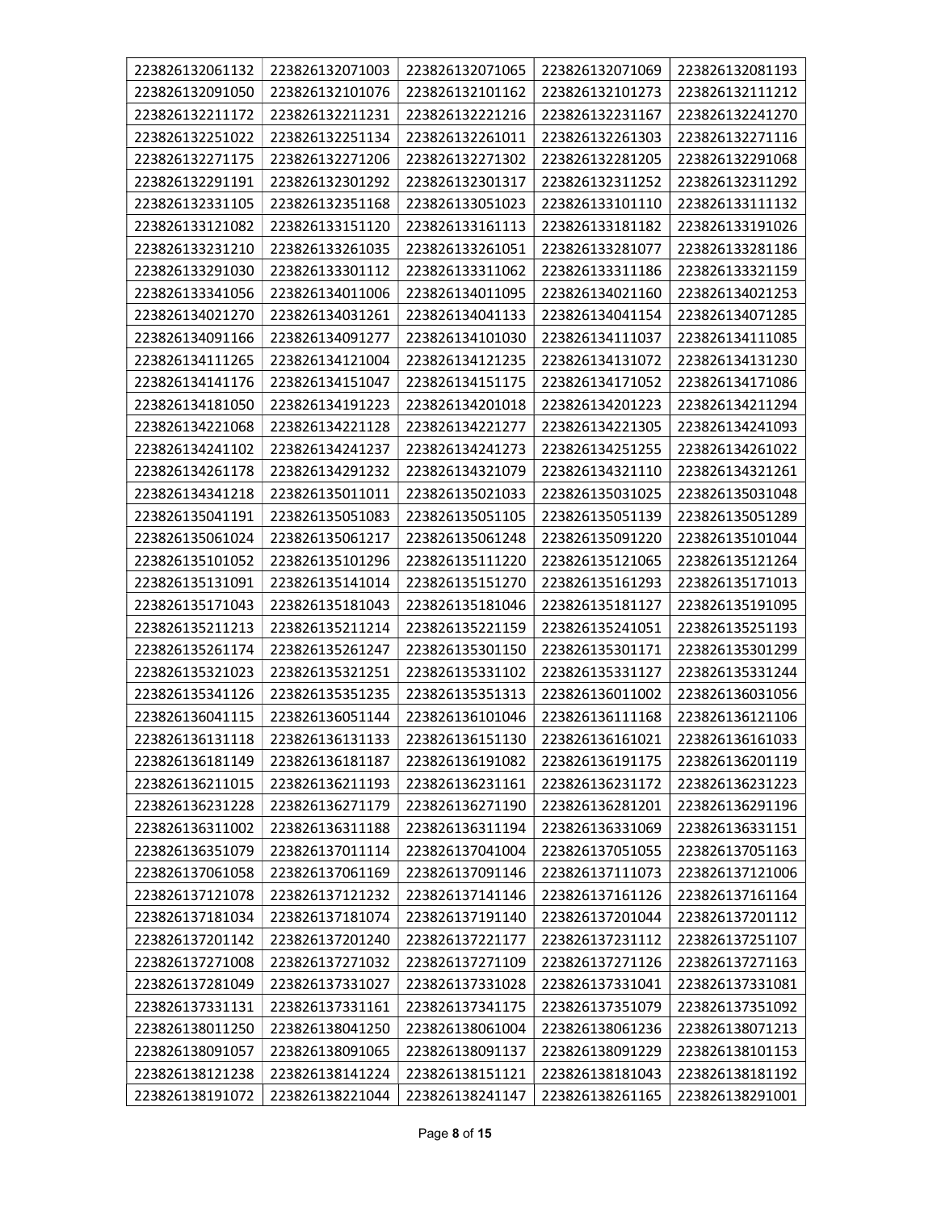| 223826132061132 | 223826132071003 | 223826132071065 | 223826132071069 | 223826132081193 |
|---|---|---|---|---|
| 223826132091050 | 223826132101076 | 223826132101162 | 223826132101273 | 223826132111212 |
| 223826132211172 | 223826132211231 | 223826132221216 | 223826132231167 | 223826132241270 |
| 223826132251022 | 223826132251134 | 223826132261011 | 223826132261303 | 223826132271116 |
| 223826132271175 | 223826132271206 | 223826132271302 | 223826132281205 | 223826132291068 |
| 223826132291191 | 223826132301292 | 223826132301317 | 223826132311252 | 223826132311292 |
| 223826132331105 | 223826132351168 | 223826133051023 | 223826133101110 | 223826133111132 |
| 223826133121082 | 223826133151120 | 223826133161113 | 223826133181182 | 223826133191026 |
| 223826133231210 | 223826133261035 | 223826133261051 | 223826133281077 | 223826133281186 |
| 223826133291030 | 223826133301112 | 223826133311062 | 223826133311186 | 223826133321159 |
| 223826133341056 | 223826134011006 | 223826134011095 | 223826134021160 | 223826134021253 |
| 223826134021270 | 223826134031261 | 223826134041133 | 223826134041154 | 223826134071285 |
| 223826134091166 | 223826134091277 | 223826134101030 | 223826134111037 | 223826134111085 |
| 223826134111265 | 223826134121004 | 223826134121235 | 223826134131072 | 223826134131230 |
| 223826134141176 | 223826134151047 | 223826134151175 | 223826134171052 | 223826134171086 |
| 223826134181050 | 223826134191223 | 223826134201018 | 223826134201223 | 223826134211294 |
| 223826134221068 | 223826134221128 | 223826134221277 | 223826134221305 | 223826134241093 |
| 223826134241102 | 223826134241237 | 223826134241273 | 223826134251255 | 223826134261022 |
| 223826134261178 | 223826134291232 | 223826134321079 | 223826134321110 | 223826134321261 |
| 223826134341218 | 223826135011011 | 223826135021033 | 223826135031025 | 223826135031048 |
| 223826135041191 | 223826135051083 | 223826135051105 | 223826135051139 | 223826135051289 |
| 223826135061024 | 223826135061217 | 223826135061248 | 223826135091220 | 223826135101044 |
| 223826135101052 | 223826135101296 | 223826135111220 | 223826135121065 | 223826135121264 |
| 223826135131091 | 223826135141014 | 223826135151270 | 223826135161293 | 223826135171013 |
| 223826135171043 | 223826135181043 | 223826135181046 | 223826135181127 | 223826135191095 |
| 223826135211213 | 223826135211214 | 223826135221159 | 223826135241051 | 223826135251193 |
| 223826135261174 | 223826135261247 | 223826135301150 | 223826135301171 | 223826135301299 |
| 223826135321023 | 223826135321251 | 223826135331102 | 223826135331127 | 223826135331244 |
| 223826135341126 | 223826135351235 | 223826135351313 | 223826136011002 | 223826136031056 |
| 223826136041115 | 223826136051144 | 223826136101046 | 223826136111168 | 223826136121106 |
| 223826136131118 | 223826136131133 | 223826136151130 | 223826136161021 | 223826136161033 |
| 223826136181149 | 223826136181187 | 223826136191082 | 223826136191175 | 223826136201119 |
| 223826136211015 | 223826136211193 | 223826136231161 | 223826136231172 | 223826136231223 |
| 223826136231228 | 223826136271179 | 223826136271190 | 223826136281201 | 223826136291196 |
| 223826136311002 | 223826136311188 | 223826136311194 | 223826136331069 | 223826136331151 |
| 223826136351079 | 223826137011114 | 223826137041004 | 223826137051055 | 223826137051163 |
| 223826137061058 | 223826137061169 | 223826137091146 | 223826137111073 | 223826137121006 |
| 223826137121078 | 223826137121232 | 223826137141146 | 223826137161126 | 223826137161164 |
| 223826137181034 | 223826137181074 | 223826137191140 | 223826137201044 | 223826137201112 |
| 223826137201142 | 223826137201240 | 223826137221177 | 223826137231112 | 223826137251107 |
| 223826137271008 | 223826137271032 | 223826137271109 | 223826137271126 | 223826137271163 |
| 223826137281049 | 223826137331027 | 223826137331028 | 223826137331041 | 223826137331081 |
| 223826137331131 | 223826137331161 | 223826137341175 | 223826137351079 | 223826137351092 |
| 223826138011250 | 223826138041250 | 223826138061004 | 223826138061236 | 223826138071213 |
| 223826138091057 | 223826138091065 | 223826138091137 | 223826138091229 | 223826138101153 |
| 223826138121238 | 223826138141224 | 223826138151121 | 223826138181043 | 223826138181192 |
| 223826138191072 | 223826138221044 | 223826138241147 | 223826138261165 | 223826138291001 |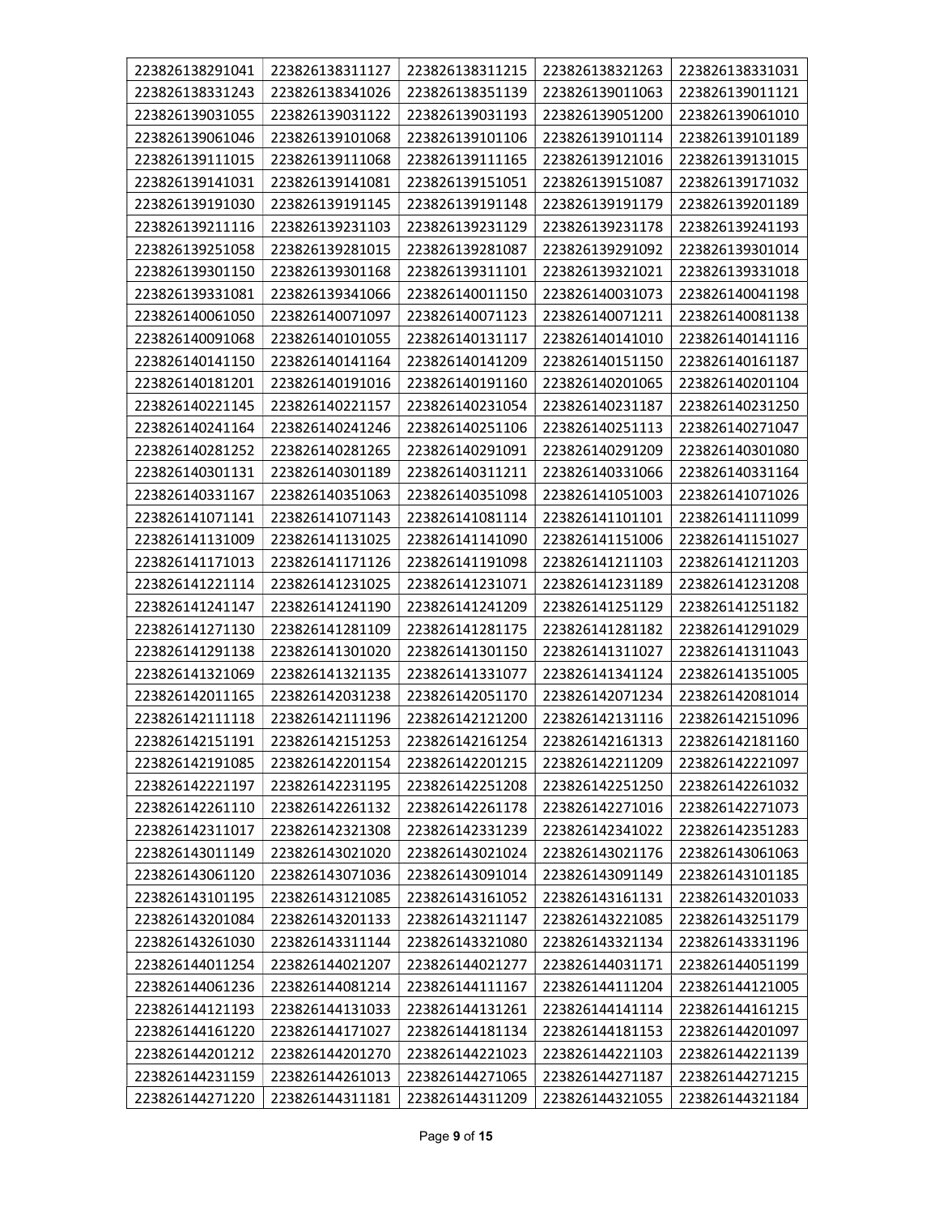| 223826138291041 | 223826138311127 | 223826138311215 | 223826138321263 | 223826138331031 |
|---|---|---|---|---|
| 223826138331243 | 223826138341026 | 223826138351139 | 223826139011063 | 223826139011121 |
| 223826139031055 | 223826139031122 | 223826139031193 | 223826139051200 | 223826139061010 |
| 223826139061046 | 223826139101068 | 223826139101106 | 223826139101114 | 223826139101189 |
| 223826139111015 | 223826139111068 | 223826139111165 | 223826139121016 | 223826139131015 |
| 223826139141031 | 223826139141081 | 223826139151051 | 223826139151087 | 223826139171032 |
| 223826139191030 | 223826139191145 | 223826139191148 | 223826139191179 | 223826139201189 |
| 223826139211116 | 223826139231103 | 223826139231129 | 223826139231178 | 223826139241193 |
| 223826139251058 | 223826139281015 | 223826139281087 | 223826139291092 | 223826139301014 |
| 223826139301150 | 223826139301168 | 223826139311101 | 223826139321021 | 223826139331018 |
| 223826139331081 | 223826139341066 | 223826140011150 | 223826140031073 | 223826140041198 |
| 223826140061050 | 223826140071097 | 223826140071123 | 223826140071211 | 223826140081138 |
| 223826140091068 | 223826140101055 | 223826140131117 | 223826140141010 | 223826140141116 |
| 223826140141150 | 223826140141164 | 223826140141209 | 223826140151150 | 223826140161187 |
| 223826140181201 | 223826140191016 | 223826140191160 | 223826140201065 | 223826140201104 |
| 223826140221145 | 223826140221157 | 223826140231054 | 223826140231187 | 223826140231250 |
| 223826140241164 | 223826140241246 | 223826140251106 | 223826140251113 | 223826140271047 |
| 223826140281252 | 223826140281265 | 223826140291091 | 223826140291209 | 223826140301080 |
| 223826140301131 | 223826140301189 | 223826140311211 | 223826140331066 | 223826140331164 |
| 223826140331167 | 223826140351063 | 223826140351098 | 223826141051003 | 223826141071026 |
| 223826141071141 | 223826141071143 | 223826141081114 | 223826141101101 | 223826141111099 |
| 223826141131009 | 223826141131025 | 223826141141090 | 223826141151006 | 223826141151027 |
| 223826141171013 | 223826141171126 | 223826141191098 | 223826141211103 | 223826141211203 |
| 223826141221114 | 223826141231025 | 223826141231071 | 223826141231189 | 223826141231208 |
| 223826141241147 | 223826141241190 | 223826141241209 | 223826141251129 | 223826141251182 |
| 223826141271130 | 223826141281109 | 223826141281175 | 223826141281182 | 223826141291029 |
| 223826141291138 | 223826141301020 | 223826141301150 | 223826141311027 | 223826141311043 |
| 223826141321069 | 223826141321135 | 223826141331077 | 223826141341124 | 223826141351005 |
| 223826142011165 | 223826142031238 | 223826142051170 | 223826142071234 | 223826142081014 |
| 223826142111118 | 223826142111196 | 223826142121200 | 223826142131116 | 223826142151096 |
| 223826142151191 | 223826142151253 | 223826142161254 | 223826142161313 | 223826142181160 |
| 223826142191085 | 223826142201154 | 223826142201215 | 223826142211209 | 223826142221097 |
| 223826142221197 | 223826142231195 | 223826142251208 | 223826142251250 | 223826142261032 |
| 223826142261110 | 223826142261132 | 223826142261178 | 223826142271016 | 223826142271073 |
| 223826142311017 | 223826142321308 | 223826142331239 | 223826142341022 | 223826142351283 |
| 223826143011149 | 223826143021020 | 223826143021024 | 223826143021176 | 223826143061063 |
| 223826143061120 | 223826143071036 | 223826143091014 | 223826143091149 | 223826143101185 |
| 223826143101195 | 223826143121085 | 223826143161052 | 223826143161131 | 223826143201033 |
| 223826143201084 | 223826143201133 | 223826143211147 | 223826143221085 | 223826143251179 |
| 223826143261030 | 223826143311144 | 223826143321080 | 223826143321134 | 223826143331196 |
| 223826144011254 | 223826144021207 | 223826144021277 | 223826144031171 | 223826144051199 |
| 223826144061236 | 223826144081214 | 223826144111167 | 223826144111204 | 223826144121005 |
| 223826144121193 | 223826144131033 | 223826144131261 | 223826144141114 | 223826144161215 |
| 223826144161220 | 223826144171027 | 223826144181134 | 223826144181153 | 223826144201097 |
| 223826144201212 | 223826144201270 | 223826144221023 | 223826144221103 | 223826144221139 |
| 223826144231159 | 223826144261013 | 223826144271065 | 223826144271187 | 223826144271215 |
| 223826144271220 | 223826144311181 | 223826144311209 | 223826144321055 | 223826144321184 |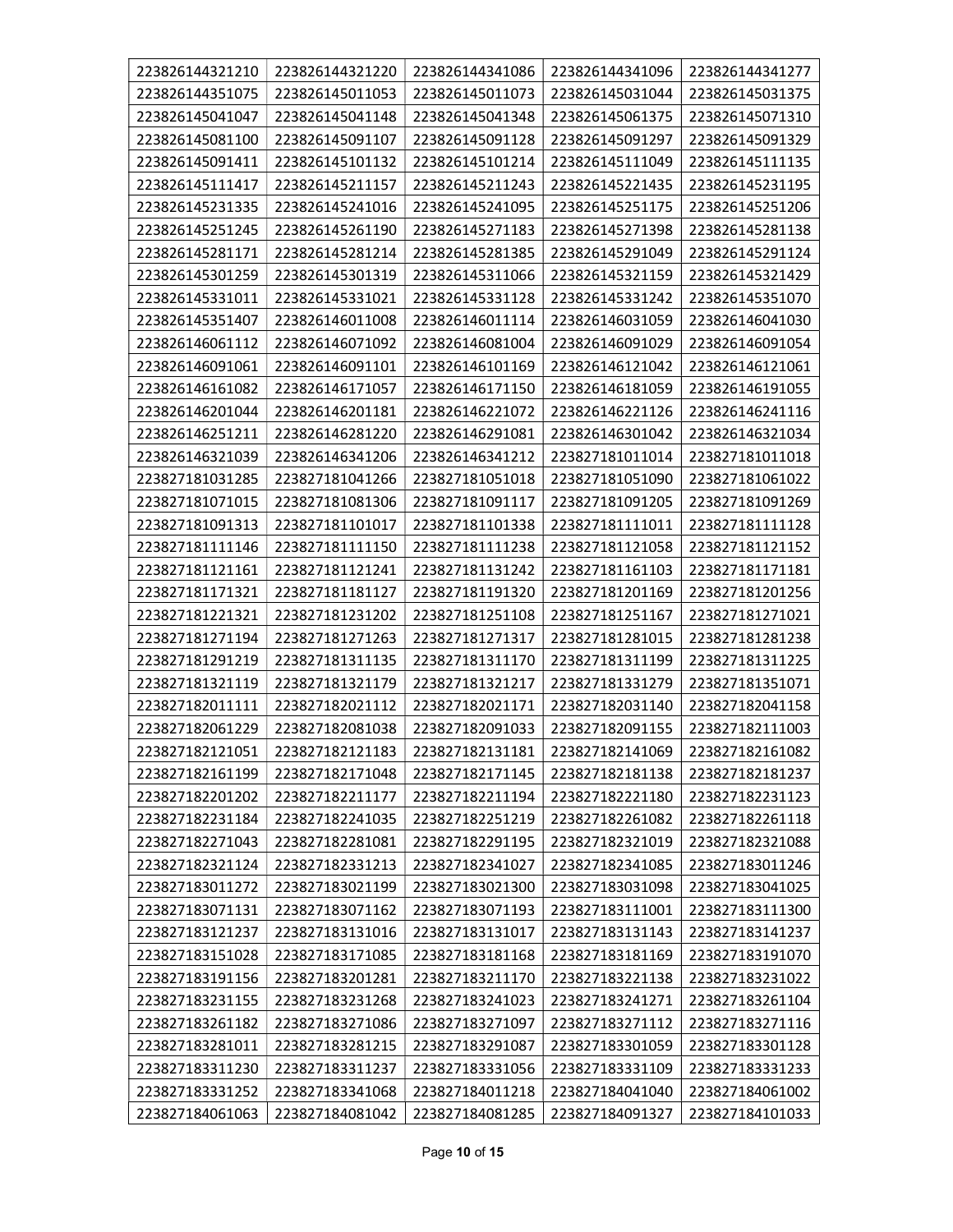| 223826144321210 | 223826144321220 | 223826144341086 | 223826144341096 | 223826144341277 |
|---|---|---|---|---|
| 223826144351075 | 223826145011053 | 223826145011073 | 223826145031044 | 223826145031375 |
| 223826145041047 | 223826145041148 | 223826145041348 | 223826145061375 | 223826145071310 |
| 223826145081100 | 223826145091107 | 223826145091128 | 223826145091297 | 223826145091329 |
| 223826145091411 | 223826145101132 | 223826145101214 | 223826145111049 | 223826145111135 |
| 223826145111417 | 223826145211157 | 223826145211243 | 223826145221435 | 223826145231195 |
| 223826145231335 | 223826145241016 | 223826145241095 | 223826145251175 | 223826145251206 |
| 223826145251245 | 223826145261190 | 223826145271183 | 223826145271398 | 223826145281138 |
| 223826145281171 | 223826145281214 | 223826145281385 | 223826145291049 | 223826145291124 |
| 223826145301259 | 223826145301319 | 223826145311066 | 223826145321159 | 223826145321429 |
| 223826145331011 | 223826145331021 | 223826145331128 | 223826145331242 | 223826145351070 |
| 223826145351407 | 223826146011008 | 223826146011114 | 223826146031059 | 223826146041030 |
| 223826146061112 | 223826146071092 | 223826146081004 | 223826146091029 | 223826146091054 |
| 223826146091061 | 223826146091101 | 223826146101169 | 223826146121042 | 223826146121061 |
| 223826146161082 | 223826146171057 | 223826146171150 | 223826146181059 | 223826146191055 |
| 223826146201044 | 223826146201181 | 223826146221072 | 223826146221126 | 223826146241116 |
| 223826146251211 | 223826146281220 | 223826146291081 | 223826146301042 | 223826146321034 |
| 223826146321039 | 223826146341206 | 223826146341212 | 223827181011014 | 223827181011018 |
| 223827181031285 | 223827181041266 | 223827181051018 | 223827181051090 | 223827181061022 |
| 223827181071015 | 223827181081306 | 223827181091117 | 223827181091205 | 223827181091269 |
| 223827181091313 | 223827181101017 | 223827181101338 | 223827181111011 | 223827181111128 |
| 223827181111146 | 223827181111150 | 223827181111238 | 223827181121058 | 223827181121152 |
| 223827181121161 | 223827181121241 | 223827181131242 | 223827181161103 | 223827181171181 |
| 223827181171321 | 223827181181127 | 223827181191320 | 223827181201169 | 223827181201256 |
| 223827181221321 | 223827181231202 | 223827181251108 | 223827181251167 | 223827181271021 |
| 223827181271194 | 223827181271263 | 223827181271317 | 223827181281015 | 223827181281238 |
| 223827181291219 | 223827181311135 | 223827181311170 | 223827181311199 | 223827181311225 |
| 223827181321119 | 223827181321179 | 223827181321217 | 223827181331279 | 223827181351071 |
| 223827182011111 | 223827182021112 | 223827182021171 | 223827182031140 | 223827182041158 |
| 223827182061229 | 223827182081038 | 223827182091033 | 223827182091155 | 223827182111003 |
| 223827182121051 | 223827182121183 | 223827182131181 | 223827182141069 | 223827182161082 |
| 223827182161199 | 223827182171048 | 223827182171145 | 223827182181138 | 223827182181237 |
| 223827182201202 | 223827182211177 | 223827182211194 | 223827182221180 | 223827182231123 |
| 223827182231184 | 223827182241035 | 223827182251219 | 223827182261082 | 223827182261118 |
| 223827182271043 | 223827182281081 | 223827182291195 | 223827182321019 | 223827182321088 |
| 223827182321124 | 223827182331213 | 223827182341027 | 223827182341085 | 223827183011246 |
| 223827183011272 | 223827183021199 | 223827183021300 | 223827183031098 | 223827183041025 |
| 223827183071131 | 223827183071162 | 223827183071193 | 223827183111001 | 223827183111300 |
| 223827183121237 | 223827183131016 | 223827183131017 | 223827183131143 | 223827183141237 |
| 223827183151028 | 223827183171085 | 223827183181168 | 223827183181169 | 223827183191070 |
| 223827183191156 | 223827183201281 | 223827183211170 | 223827183221138 | 223827183231022 |
| 223827183231155 | 223827183231268 | 223827183241023 | 223827183241271 | 223827183261104 |
| 223827183261182 | 223827183271086 | 223827183271097 | 223827183271112 | 223827183271116 |
| 223827183281011 | 223827183281215 | 223827183291087 | 223827183301059 | 223827183301128 |
| 223827183311230 | 223827183311237 | 223827183331056 | 223827183331109 | 223827183331233 |
| 223827183331252 | 223827183341068 | 223827184011218 | 223827184041040 | 223827184061002 |
| 223827184061063 | 223827184081042 | 223827184081285 | 223827184091327 | 223827184101033 |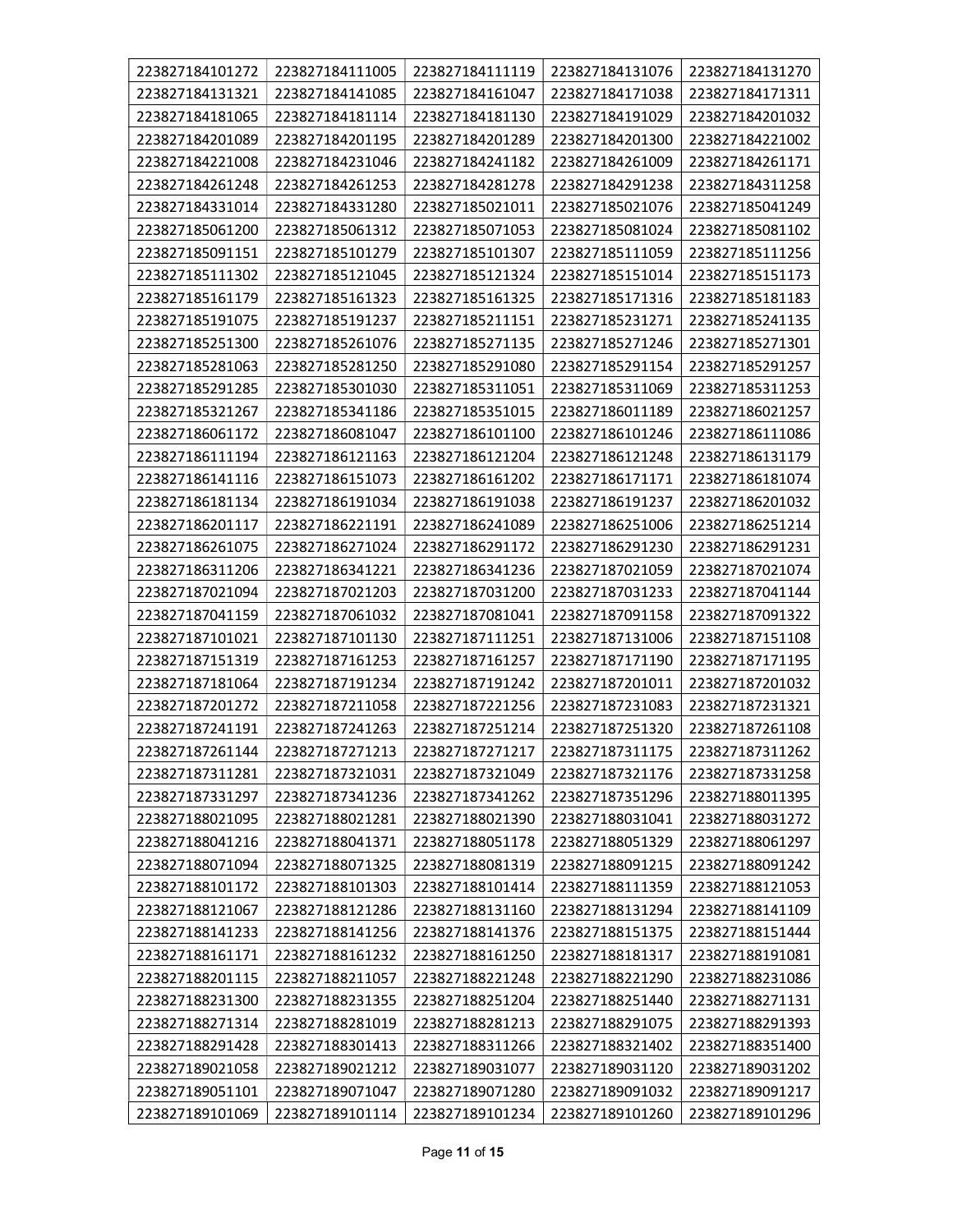| 223827184101272 | 223827184111005 | 223827184111119 | 223827184131076 | 223827184131270 |
|---|---|---|---|---|
| 223827184131321 | 223827184141085 | 223827184161047 | 223827184171038 | 223827184171311 |
| 223827184181065 | 223827184181114 | 223827184181130 | 223827184191029 | 223827184201032 |
| 223827184201089 | 223827184201195 | 223827184201289 | 223827184201300 | 223827184221002 |
| 223827184221008 | 223827184231046 | 223827184241182 | 223827184261009 | 223827184261171 |
| 223827184261248 | 223827184261253 | 223827184281278 | 223827184291238 | 223827184311258 |
| 223827184331014 | 223827184331280 | 223827185021011 | 223827185021076 | 223827185041249 |
| 223827185061200 | 223827185061312 | 223827185071053 | 223827185081024 | 223827185081102 |
| 223827185091151 | 223827185101279 | 223827185101307 | 223827185111059 | 223827185111256 |
| 223827185111302 | 223827185121045 | 223827185121324 | 223827185151014 | 223827185151173 |
| 223827185161179 | 223827185161323 | 223827185161325 | 223827185171316 | 223827185181183 |
| 223827185191075 | 223827185191237 | 223827185211151 | 223827185231271 | 223827185241135 |
| 223827185251300 | 223827185261076 | 223827185271135 | 223827185271246 | 223827185271301 |
| 223827185281063 | 223827185281250 | 223827185291080 | 223827185291154 | 223827185291257 |
| 223827185291285 | 223827185301030 | 223827185311051 | 223827185311069 | 223827185311253 |
| 223827185321267 | 223827185341186 | 223827185351015 | 223827186011189 | 223827186021257 |
| 223827186061172 | 223827186081047 | 223827186101100 | 223827186101246 | 223827186111086 |
| 223827186111194 | 223827186121163 | 223827186121204 | 223827186121248 | 223827186131179 |
| 223827186141116 | 223827186151073 | 223827186161202 | 223827186171171 | 223827186181074 |
| 223827186181134 | 223827186191034 | 223827186191038 | 223827186191237 | 223827186201032 |
| 223827186201117 | 223827186221191 | 223827186241089 | 223827186251006 | 223827186251214 |
| 223827186261075 | 223827186271024 | 223827186291172 | 223827186291230 | 223827186291231 |
| 223827186311206 | 223827186341221 | 223827186341236 | 223827187021059 | 223827187021074 |
| 223827187021094 | 223827187021203 | 223827187031200 | 223827187031233 | 223827187041144 |
| 223827187041159 | 223827187061032 | 223827187081041 | 223827187091158 | 223827187091322 |
| 223827187101021 | 223827187101130 | 223827187111251 | 223827187131006 | 223827187151108 |
| 223827187151319 | 223827187161253 | 223827187161257 | 223827187171190 | 223827187171195 |
| 223827187181064 | 223827187191234 | 223827187191242 | 223827187201011 | 223827187201032 |
| 223827187201272 | 223827187211058 | 223827187221256 | 223827187231083 | 223827187231321 |
| 223827187241191 | 223827187241263 | 223827187251214 | 223827187251320 | 223827187261108 |
| 223827187261144 | 223827187271213 | 223827187271217 | 223827187311175 | 223827187311262 |
| 223827187311281 | 223827187321031 | 223827187321049 | 223827187321176 | 223827187331258 |
| 223827187331297 | 223827187341236 | 223827187341262 | 223827187351296 | 223827188011395 |
| 223827188021095 | 223827188021281 | 223827188021390 | 223827188031041 | 223827188031272 |
| 223827188041216 | 223827188041371 | 223827188051178 | 223827188051329 | 223827188061297 |
| 223827188071094 | 223827188071325 | 223827188081319 | 223827188091215 | 223827188091242 |
| 223827188101172 | 223827188101303 | 223827188101414 | 223827188111359 | 223827188121053 |
| 223827188121067 | 223827188121286 | 223827188131160 | 223827188131294 | 223827188141109 |
| 223827188141233 | 223827188141256 | 223827188141376 | 223827188151375 | 223827188151444 |
| 223827188161171 | 223827188161232 | 223827188161250 | 223827188181317 | 223827188191081 |
| 223827188201115 | 223827188211057 | 223827188221248 | 223827188221290 | 223827188231086 |
| 223827188231300 | 223827188231355 | 223827188251204 | 223827188251440 | 223827188271131 |
| 223827188271314 | 223827188281019 | 223827188281213 | 223827188291075 | 223827188291393 |
| 223827188291428 | 223827188301413 | 223827188311266 | 223827188321402 | 223827188351400 |
| 223827189021058 | 223827189021212 | 223827189031077 | 223827189031120 | 223827189031202 |
| 223827189051101 | 223827189071047 | 223827189071280 | 223827189091032 | 223827189091217 |
| 223827189101069 | 223827189101114 | 223827189101234 | 223827189101260 | 223827189101296 |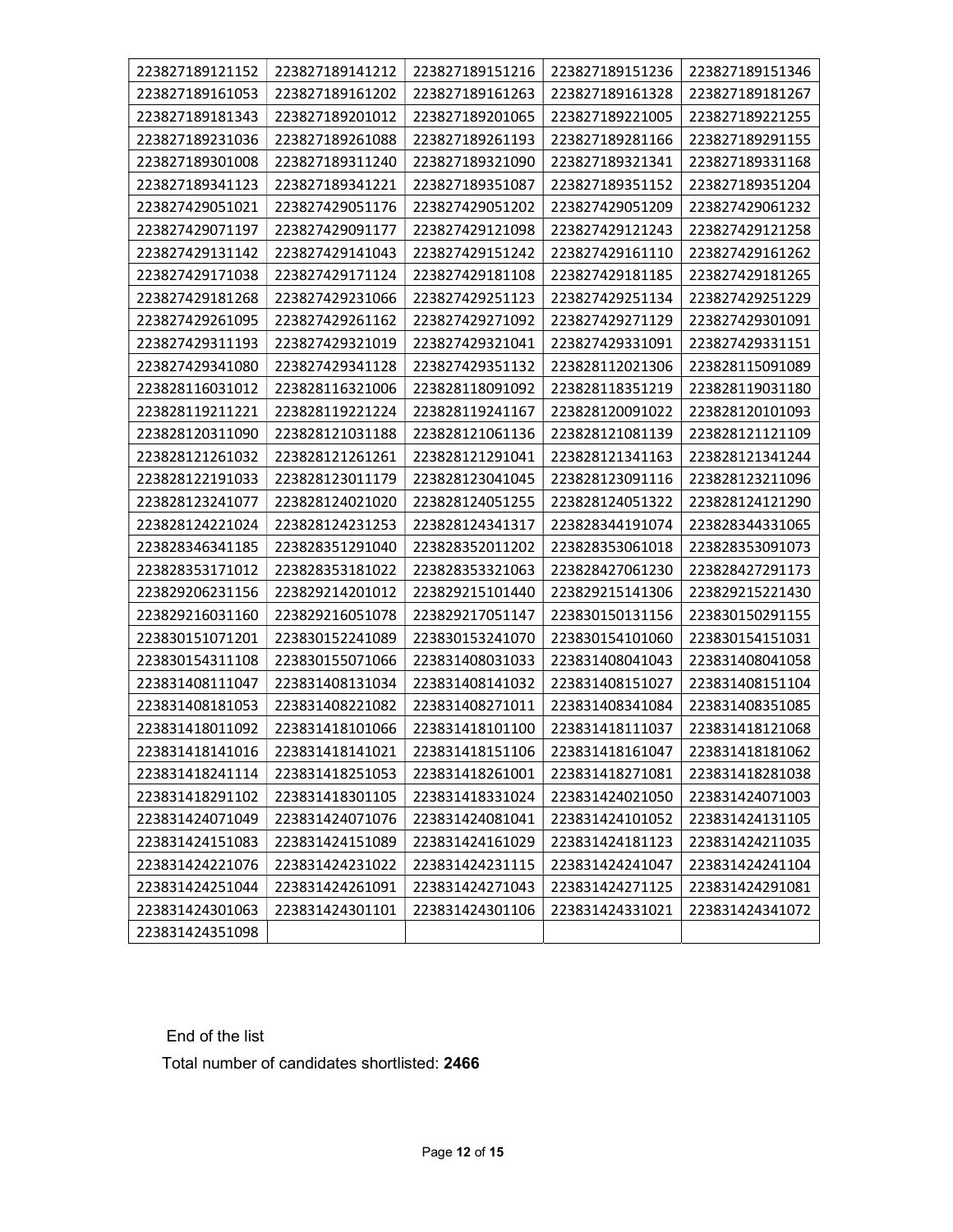| | | | | |
|---|---|---|---|---|
| 223827189121152 | 223827189141212 | 223827189151216 | 223827189151236 | 223827189151346 |
| 223827189161053 | 223827189161202 | 223827189161263 | 223827189161328 | 223827189181267 |
| 223827189181343 | 223827189201012 | 223827189201065 | 223827189221005 | 223827189221255 |
| 223827189231036 | 223827189261088 | 223827189261193 | 223827189281166 | 223827189291155 |
| 223827189301008 | 223827189311240 | 223827189321090 | 223827189321341 | 223827189331168 |
| 223827189341123 | 223827189341221 | 223827189351087 | 223827189351152 | 223827189351204 |
| 223827429051021 | 223827429051176 | 223827429051202 | 223827429051209 | 223827429061232 |
| 223827429071197 | 223827429091177 | 223827429121098 | 223827429121243 | 223827429121258 |
| 223827429131142 | 223827429141043 | 223827429151242 | 223827429161110 | 223827429161262 |
| 223827429171038 | 223827429171124 | 223827429181108 | 223827429181185 | 223827429181265 |
| 223827429181268 | 223827429231066 | 223827429251123 | 223827429251134 | 223827429251229 |
| 223827429261095 | 223827429261162 | 223827429271092 | 223827429271129 | 223827429301091 |
| 223827429311193 | 223827429321019 | 223827429321041 | 223827429331091 | 223827429331151 |
| 223827429341080 | 223827429341128 | 223827429351132 | 223828112021306 | 223828115091089 |
| 223828116031012 | 223828116321006 | 223828118091092 | 223828118351219 | 223828119031180 |
| 223828119211221 | 223828119221224 | 223828119241167 | 223828120091022 | 223828120101093 |
| 223828120311090 | 223828121031188 | 223828121061136 | 223828121081139 | 223828121121109 |
| 223828121261032 | 223828121261261 | 223828121291041 | 223828121341163 | 223828121341244 |
| 223828122191033 | 223828123011179 | 223828123041045 | 223828123091116 | 223828123211096 |
| 223828123241077 | 223828124021020 | 223828124051255 | 223828124051322 | 223828124121290 |
| 223828124221024 | 223828124231253 | 223828124341317 | 223828344191074 | 223828344331065 |
| 223828346341185 | 223828351291040 | 223828352011202 | 223828353061018 | 223828353091073 |
| 223828353171012 | 223828353181022 | 223828353321063 | 223828427061230 | 223828427291173 |
| 223829206231156 | 223829214201012 | 223829215101440 | 223829215141306 | 223829215221430 |
| 223829216031160 | 223829216051078 | 223829217051147 | 223830150131156 | 223830150291155 |
| 223830151071201 | 223830152241089 | 223830153241070 | 223830154101060 | 223830154151031 |
| 223830154311108 | 223830155071066 | 223831408031033 | 223831408041043 | 223831408041058 |
| 223831408111047 | 223831408131034 | 223831408141032 | 223831408151027 | 223831408151104 |
| 223831408181053 | 223831408221082 | 223831408271011 | 223831408341084 | 223831408351085 |
| 223831418011092 | 223831418101066 | 223831418101100 | 223831418111037 | 223831418121068 |
| 223831418141016 | 223831418141021 | 223831418151106 | 223831418161047 | 223831418181062 |
| 223831418241114 | 223831418251053 | 223831418261001 | 223831418271081 | 223831418281038 |
| 223831418291102 | 223831418301105 | 223831418331024 | 223831424021050 | 223831424071003 |
| 223831424071049 | 223831424071076 | 223831424081041 | 223831424101052 | 223831424131105 |
| 223831424151083 | 223831424151089 | 223831424161029 | 223831424181123 | 223831424211035 |
| 223831424221076 | 223831424231022 | 223831424231115 | 223831424241047 | 223831424241104 |
| 223831424251044 | 223831424261091 | 223831424271043 | 223831424271125 | 223831424291081 |
| 223831424301063 | 223831424301101 | 223831424301106 | 223831424331021 | 223831424341072 |
| 223831424351098 | | | | |

End of the list

Total number of candidates shortlisted: **2466**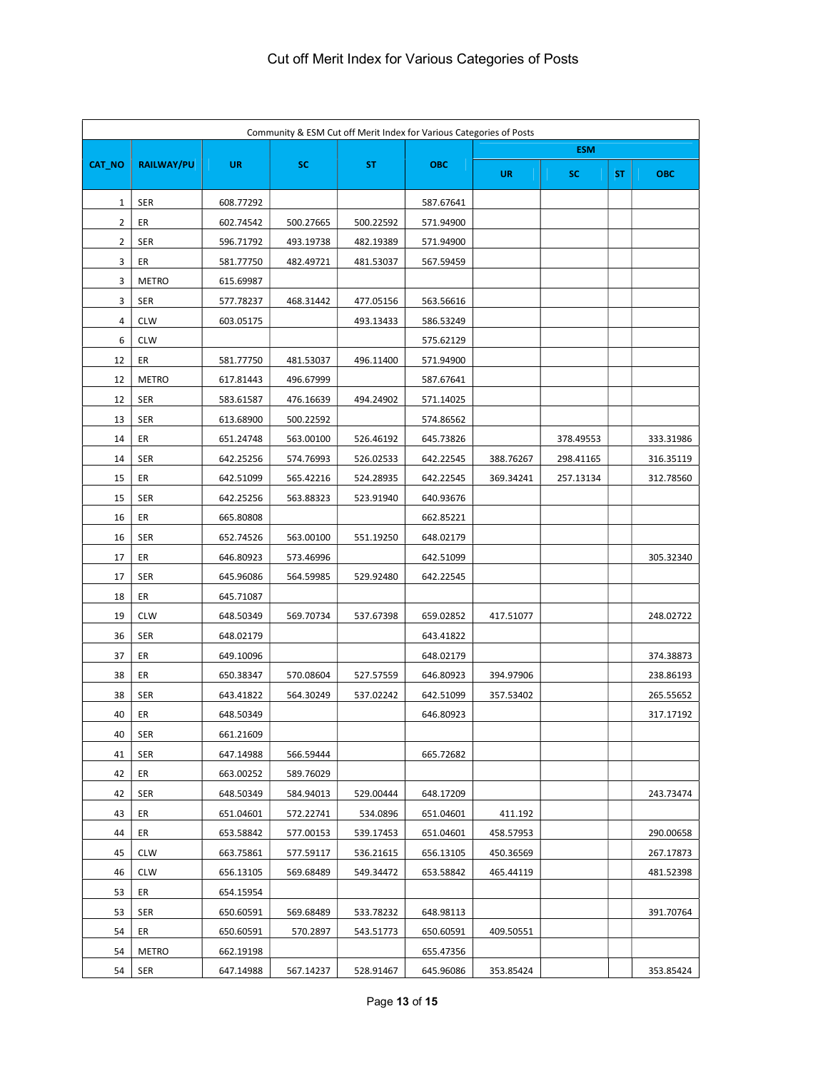# Cut off Merit Index for Various Categories of Posts

| Community & ESM Cut off Merit Index for Various Categories of Posts | | | | | | | | | |
|---|---|---|---|---|---|---|---|---|---|
| CAT_NO | RAILWAY/PU | UR | SC | ST | OBC | ESM | | | |
| | | | | | | UR | SC | ST | OBC |
| 1 | SER | 608.77292 | | | 587.67641 | | | | |
| 2 | ER | 602.74542 | 500.27665 | 500.22592 | 571.94900 | | | | |
| 2 | SER | 596.71792 | 493.19738 | 482.19389 | 571.94900 | | | | |
| 3 | ER | 581.77750 | 482.49721 | 481.53037 | 567.59459 | | | | |
| 3 | METRO | 615.69987 | | | | | | | |
| 3 | SER | 577.78237 | 468.31442 | 477.05156 | 563.56616 | | | | |
| 4 | CLW | 603.05175 | | 493.13433 | 586.53249 | | | | |
| 6 | CLW | | | | 575.62129 | | | | |
| 12 | ER | 581.77750 | 481.53037 | 496.11400 | 571.94900 | | | | |
| 12 | METRO | 617.81443 | 496.67999 | | 587.67641 | | | | |
| 12 | SER | 583.61587 | 476.16639 | 494.24902 | 571.14025 | | | | |
| 13 | SER | 613.68900 | 500.22592 | | 574.86562 | | | | |
| 14 | ER | 651.24748 | 563.00100 | 526.46192 | 645.73826 | | 378.49553 | | 333.31986 |
| 14 | SER | 642.25256 | 574.76993 | 526.02533 | 642.22545 | 388.76267 | 298.41165 | | 316.35119 |
| 15 | ER | 642.51099 | 565.42216 | 524.28935 | 642.22545 | 369.34241 | 257.13134 | | 312.78560 |
| 15 | SER | 642.25256 | 563.88323 | 523.91940 | 640.93676 | | | | |
| 16 | ER | 665.80808 | | | 662.85221 | | | | |
| 16 | SER | 652.74526 | 563.00100 | 551.19250 | 648.02179 | | | | |
| 17 | ER | 646.80923 | 573.46996 | | 642.51099 | | | | 305.32340 |
| 17 | SER | 645.96086 | 564.59985 | 529.92480 | 642.22545 | | | | |
| 18 | ER | 645.71087 | | | | | | | |
| 19 | CLW | 648.50349 | 569.70734 | 537.67398 | 659.02852 | 417.51077 | | | 248.02722 |
| 36 | SER | 648.02179 | | | 643.41822 | | | | |
| 37 | ER | 649.10096 | | | 648.02179 | | | | 374.38873 |
| 38 | ER | 650.38347 | 570.08604 | 527.57559 | 646.80923 | 394.97906 | | | 238.86193 |
| 38 | SER | 643.41822 | 564.30249 | 537.02242 | 642.51099 | 357.53402 | | | 265.55652 |
| 40 | ER | 648.50349 | | | 646.80923 | | | | 317.17192 |
| 40 | SER | 661.21609 | | | | | | | |
| 41 | SER | 647.14988 | 566.59444 | | 665.72682 | | | | |
| 42 | ER | 663.00252 | 589.76029 | | | | | | |
| 42 | SER | 648.50349 | 584.94013 | 529.00444 | 648.17209 | | | | 243.73474 |
| 43 | ER | 651.04601 | 572.22741 | 534.0896 | 651.04601 | 411.192 | | | |
| 44 | ER | 653.58842 | 577.00153 | 539.17453 | 651.04601 | 458.57953 | | | 290.00658 |
| 45 | CLW | 663.75861 | 577.59117 | 536.21615 | 656.13105 | 450.36569 | | | 267.17873 |
| 46 | CLW | 656.13105 | 569.68489 | 549.34472 | 653.58842 | 465.44119 | | | 481.52398 |
| 53 | ER | 654.15954 | | | | | | | |
| 53 | SER | 650.60591 | 569.68489 | 533.78232 | 648.98113 | | | | 391.70764 |
| 54 | ER | 650.60591 | 570.2897 | 543.51773 | 650.60591 | 409.50551 | | | |
| 54 | METRO | 662.19198 | | | 655.47356 | | | | |
| 54 | SER | 647.14988 | 567.14237 | 528.91467 | 645.96086 | 353.85424 | | | 353.85424 |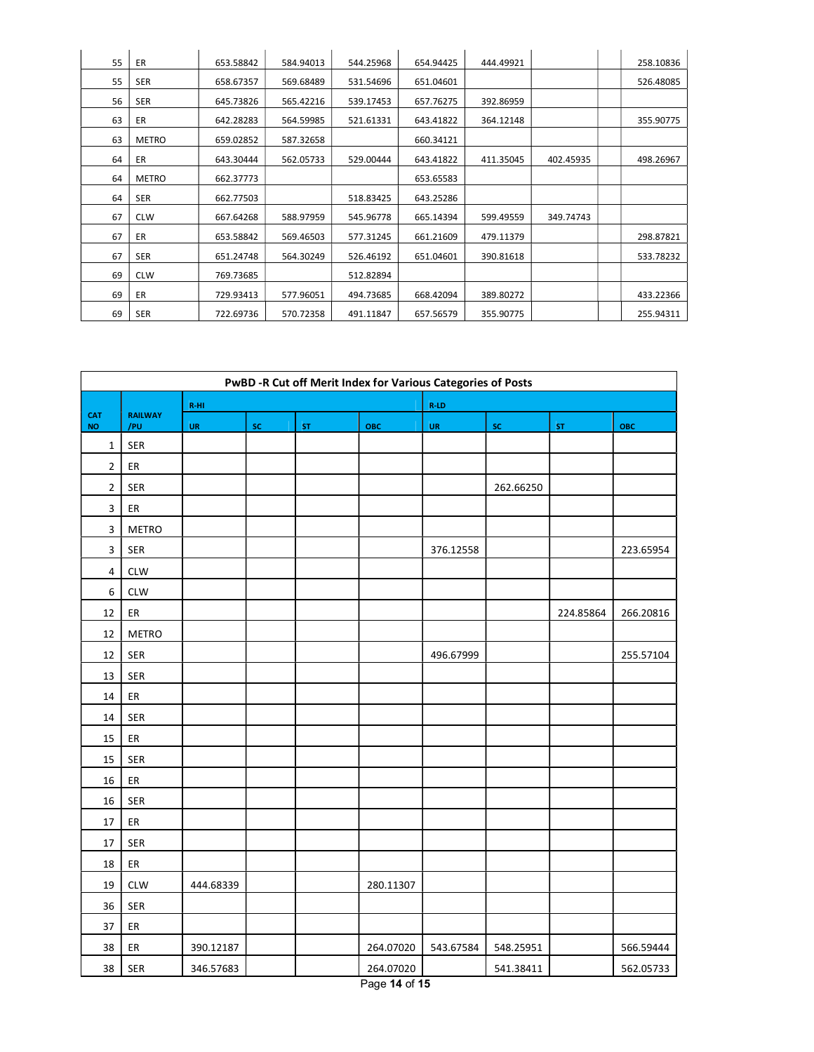| | | | | | | | | | |
|---|---|---|---|---|---|---|---|---|---|
| 55 | ER | 653.58842 | 584.94013 | 544.25968 | 654.94425 | 444.49921 | | | 258.10836 |
| 55 | SER | 658.67357 | 569.68489 | 531.54696 | 651.04601 | | | | 526.48085 |
| 56 | SER | 645.73826 | 565.42216 | 539.17453 | 657.76275 | 392.86959 | | | |
| 63 | ER | 642.28283 | 564.59985 | 521.61331 | 643.41822 | 364.12148 | | | 355.90775 |
| 63 | METRO | 659.02852 | 587.32658 | | 660.34121 | | | | |
| 64 | ER | 643.30444 | 562.05733 | 529.00444 | 643.41822 | 411.35045 | 402.45935 | | 498.26967 |
| 64 | METRO | 662.37773 | | | 653.65583 | | | | |
| 64 | SER | 662.77503 | | 518.83425 | 643.25286 | | | | |
| 67 | CLW | 667.64268 | 588.97959 | 545.96778 | 665.14394 | 599.49559 | 349.74743 | | |
| 67 | ER | 653.58842 | 569.46503 | 577.31245 | 661.21609 | 479.11379 | | | 298.87821 |
| 67 | SER | 651.24748 | 564.30249 | 526.46192 | 651.04601 | 390.81618 | | | 533.78232 |
| 69 | CLW | 769.73685 | | 512.82894 | | | | | |
| 69 | ER | 729.93413 | 577.96051 | 494.73685 | 668.42094 | 389.80272 | | | 433.22366 |
| 69 | SER | 722.69736 | 570.72358 | 491.11847 | 657.56579 | 355.90775 | | | 255.94311 |

**PwBD -R Cut off Merit Index for Various Categories of Posts**

| CAT NO | RAILWAY /PU | R-HI | | | | R-LD | | | |
|---|---|---|---|---|---|---|---|---|---|
| | | UR | SC | ST | OBC | UR | SC | ST | OBC |
| 1 | SER | | | | | | | | |
| 2 | ER | | | | | | | | |
| 2 | SER | | | | | | 262.66250 | | |
| 3 | ER | | | | | | | | |
| 3 | METRO | | | | | | | | |
| 3 | SER | | | | | 376.12558 | | | 223.65954 |
| 4 | CLW | | | | | | | | |
| 6 | CLW | | | | | | | | |
| 12 | ER | | | | | | | 224.85864 | 266.20816 |
| 12 | METRO | | | | | | | | |
| 12 | SER | | | | | 496.67999 | | | 255.57104 |
| 13 | SER | | | | | | | | |
| 14 | ER | | | | | | | | |
| 14 | SER | | | | | | | | |
| 15 | ER | | | | | | | | |
| 15 | SER | | | | | | | | |
| 16 | ER | | | | | | | | |
| 16 | SER | | | | | | | | |
| 17 | ER | | | | | | | | |
| 17 | SER | | | | | | | | |
| 18 | ER | | | | | | | | |
| 19 | CLW | 444.68339 | | | 280.11307 | | | | |
| 36 | SER | | | | | | | | |
| 37 | ER | | | | | | | | |
| 38 | ER | 390.12187 | | | 264.07020 | 543.67584 | 548.25951 | | 566.59444 |
| 38 | SER | 346.57683 | | | 264.07020 | | 541.38411 | | 562.05733 |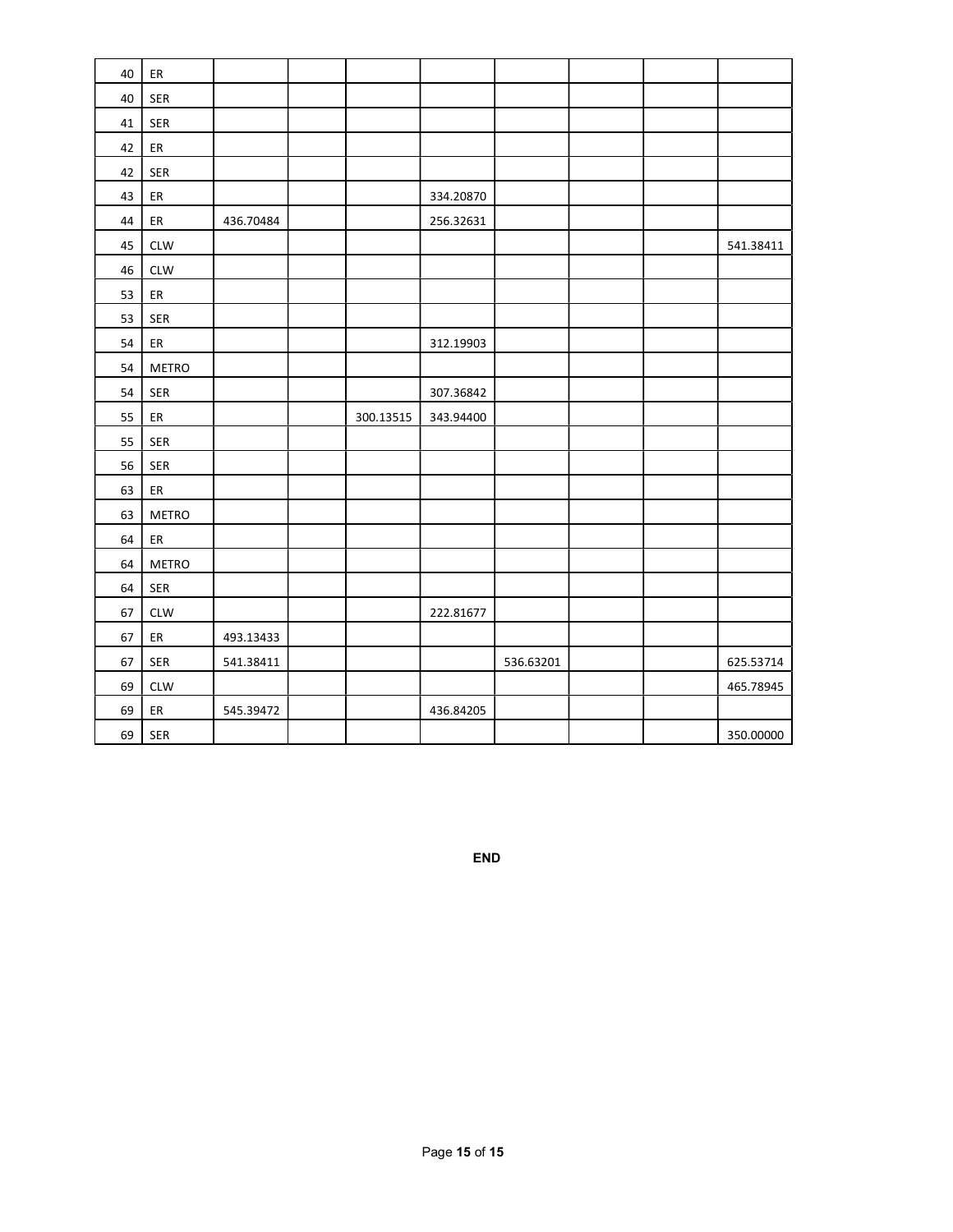| | | | | | | | | | |
|---|---|---|---|---|---|---|---|---|---|
| 40 | ER | | | | | | | | |
| 40 | SER | | | | | | | | |
| 41 | SER | | | | | | | | |
| 42 | ER | | | | | | | | |
| 42 | SER | | | | | | | | |
| 43 | ER | | | | 334.20870 | | | | |
| 44 | ER | 436.70484 | | | 256.32631 | | | | |
| 45 | CLW | | | | | | | | 541.38411 |
| 46 | CLW | | | | | | | | |
| 53 | ER | | | | | | | | |
| 53 | SER | | | | | | | | |
| 54 | ER | | | | 312.19903 | | | | |
| 54 | METRO | | | | | | | | |
| 54 | SER | | | | 307.36842 | | | | |
| 55 | ER | | | 300.13515 | 343.94400 | | | | |
| 55 | SER | | | | | | | | |
| 56 | SER | | | | | | | | |
| 63 | ER | | | | | | | | |
| 63 | METRO | | | | | | | | |
| 64 | ER | | | | | | | | |
| 64 | METRO | | | | | | | | |
| 64 | SER | | | | | | | | |
| 67 | CLW | | | | 222.81677 | | | | |
| 67 | ER | 493.13433 | | | | | | | |
| 67 | SER | 541.38411 | | | | 536.63201 | | | 625.53714 |
| 69 | CLW | | | | | | | | 465.78945 |
| 69 | ER | 545.39472 | | | 436.84205 | | | | |
| 69 | SER | | | | | | | | 350.00000 |

**END**